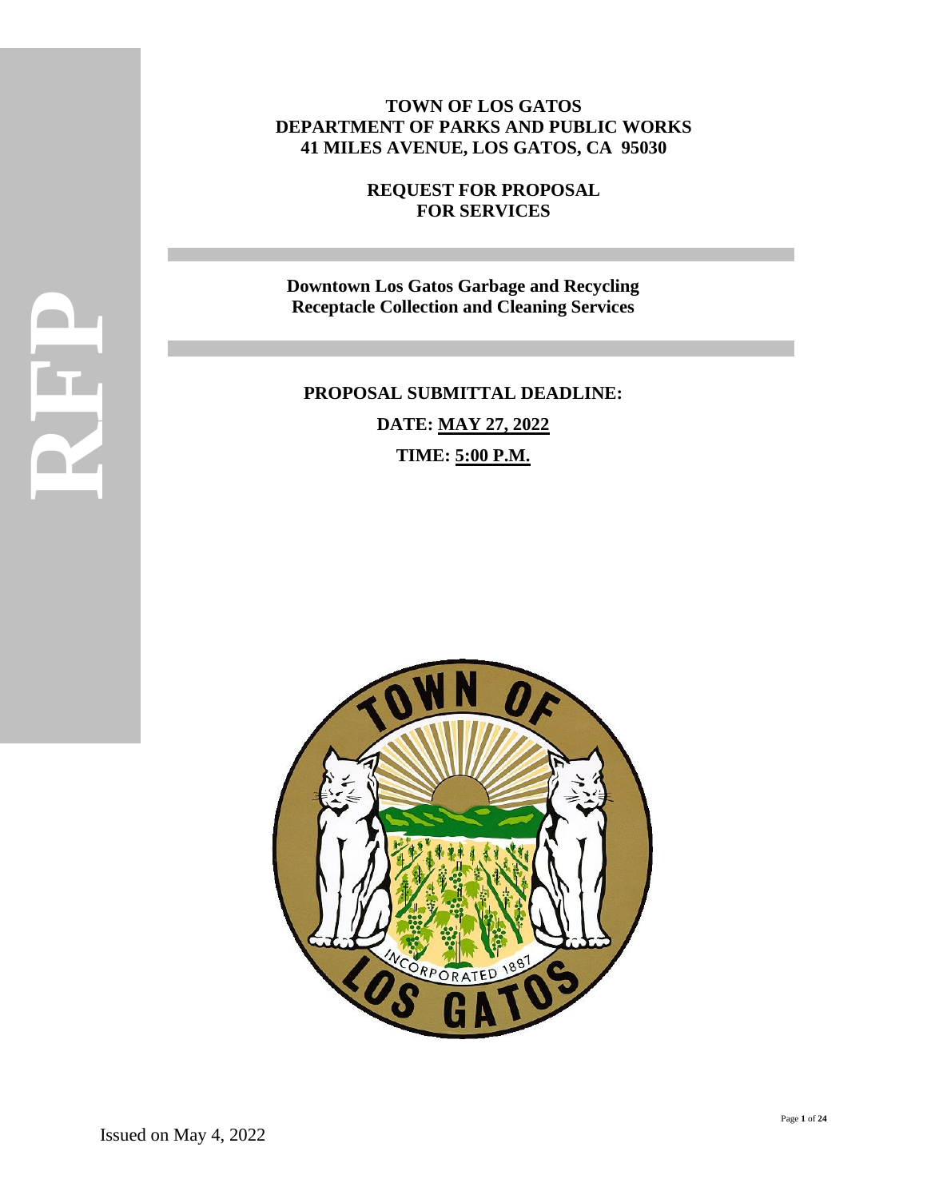# TOWN OF LOS GATOS
## DEPARTMENT OF PARKS AND PUBLIC WORKS
## 41 MILES AVENUE, LOS GATOS, CA 95030

**REQUEST FOR PROPOSAL**
**FOR SERVICES**

**Downtown Los Gatos Garbage and Recycling Receptacle Collection and Cleaning Services**

**PROPOSAL SUBMITTAL DEADLINE:**

**DATE: MAY 27, 2022**

**TIME: 5:00 P.M.**

Issued on May 4, 2022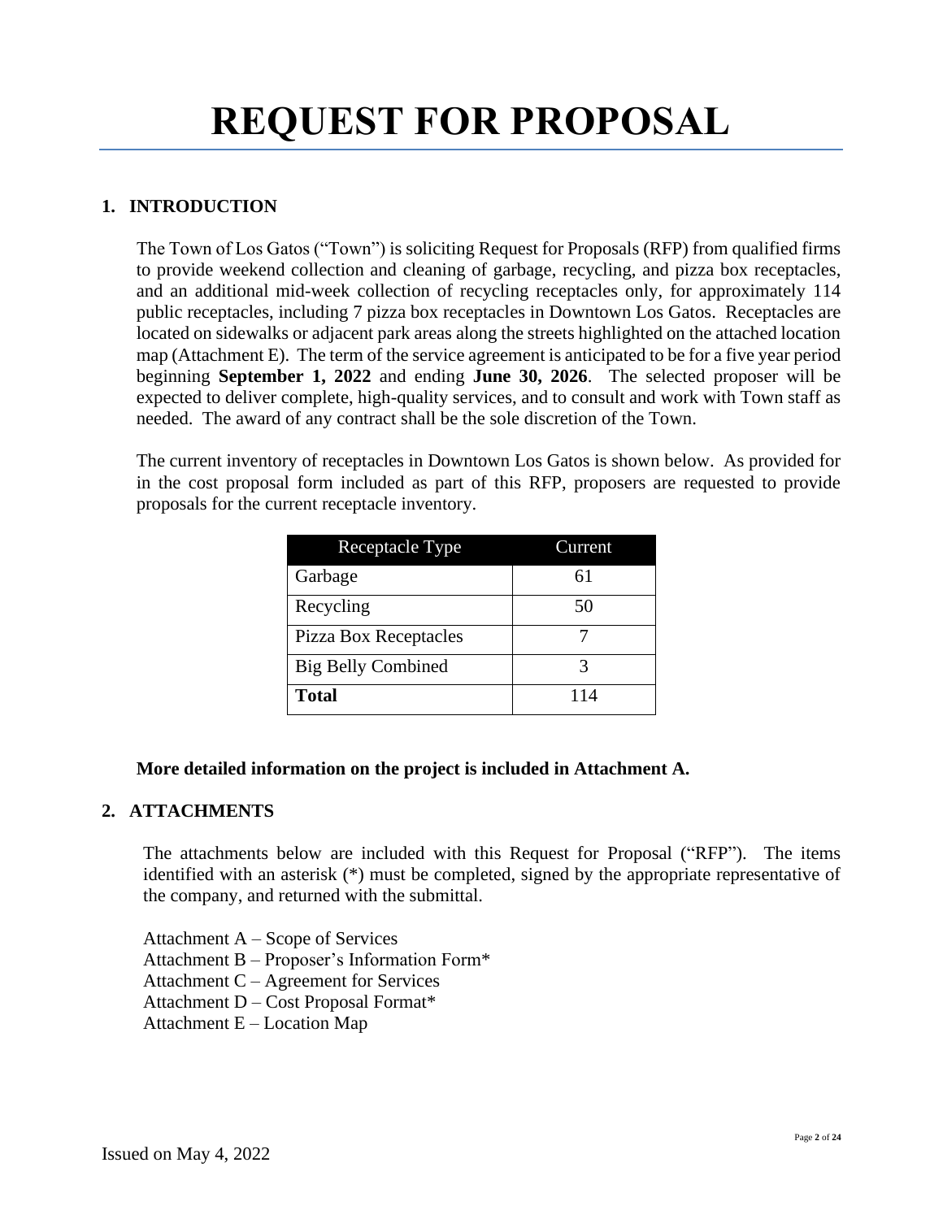# REQUEST FOR PROPOSAL

## 1. INTRODUCTION

The Town of Los Gatos ("Town") is soliciting Request for Proposals (RFP) from qualified firms to provide weekend collection and cleaning of garbage, recycling, and pizza box receptacles, and an additional mid-week collection of recycling receptacles only, for approximately 114 public receptacles, including 7 pizza box receptacles in Downtown Los Gatos. Receptacles are located on sidewalks or adjacent park areas along the streets highlighted on the attached location map (Attachment E). The term of the service agreement is anticipated to be for a five year period beginning **September 1, 2022** and ending **June 30, 2026**. The selected proposer will be expected to deliver complete, high-quality services, and to consult and work with Town staff as needed. The award of any contract shall be the sole discretion of the Town.

The current inventory of receptacles in Downtown Los Gatos is shown below. As provided for in the cost proposal form included as part of this RFP, proposers are requested to provide proposals for the current receptacle inventory.

| Receptacle Type | Current |
|---|---|
| Garbage | 61 |
| Recycling | 50 |
| Pizza Box Receptacles | 7 |
| Big Belly Combined | 3 |
| **Total** | 114 |

**More detailed information on the project is included in Attachment A.**

## 2. ATTACHMENTS

The attachments below are included with this Request for Proposal ("RFP"). The items identified with an asterisk (*) must be completed, signed by the appropriate representative of the company, and returned with the submittal.

Attachment A – Scope of Services
Attachment B – Proposer's Information Form*
Attachment C – Agreement for Services
Attachment D – Cost Proposal Format*
Attachment E – Location Map

Issued on May 4, 2022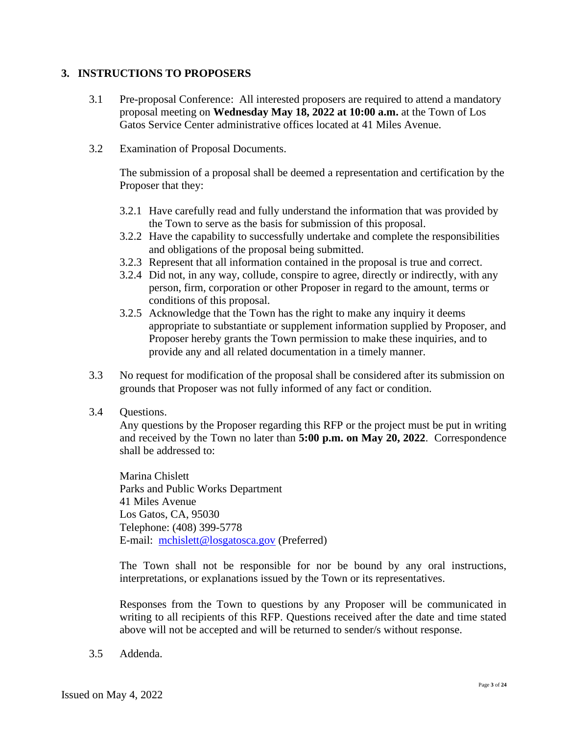## 3. INSTRUCTIONS TO PROPOSERS

3.1 Pre-proposal Conference: All interested proposers are required to attend a mandatory proposal meeting on **Wednesday May 18, 2022 at 10:00 a.m.** at the Town of Los Gatos Service Center administrative offices located at 41 Miles Avenue.

3.2 Examination of Proposal Documents.

The submission of a proposal shall be deemed a representation and certification by the Proposer that they:

3.2.1 Have carefully read and fully understand the information that was provided by the Town to serve as the basis for submission of this proposal.
3.2.2 Have the capability to successfully undertake and complete the responsibilities and obligations of the proposal being submitted.
3.2.3 Represent that all information contained in the proposal is true and correct.
3.2.4 Did not, in any way, collude, conspire to agree, directly or indirectly, with any person, firm, corporation or other Proposer in regard to the amount, terms or conditions of this proposal.
3.2.5 Acknowledge that the Town has the right to make any inquiry it deems appropriate to substantiate or supplement information supplied by Proposer, and Proposer hereby grants the Town permission to make these inquiries, and to provide any and all related documentation in a timely manner.

3.3 No request for modification of the proposal shall be considered after its submission on grounds that Proposer was not fully informed of any fact or condition.

3.4 Questions.
Any questions by the Proposer regarding this RFP or the project must be put in writing and received by the Town no later than **5:00 p.m. on May 20, 2022**. Correspondence shall be addressed to:

Marina Chislett
Parks and Public Works Department
41 Miles Avenue
Los Gatos, CA, 95030
Telephone: (408) 399-5778
E-mail: mchislett@losgatosca.gov (Preferred)

The Town shall not be responsible for nor be bound by any oral instructions, interpretations, or explanations issued by the Town or its representatives.

Responses from the Town to questions by any Proposer will be communicated in writing to all recipients of this RFP. Questions received after the date and time stated above will not be accepted and will be returned to sender/s without response.

3.5 Addenda.

Issued on May 4, 2022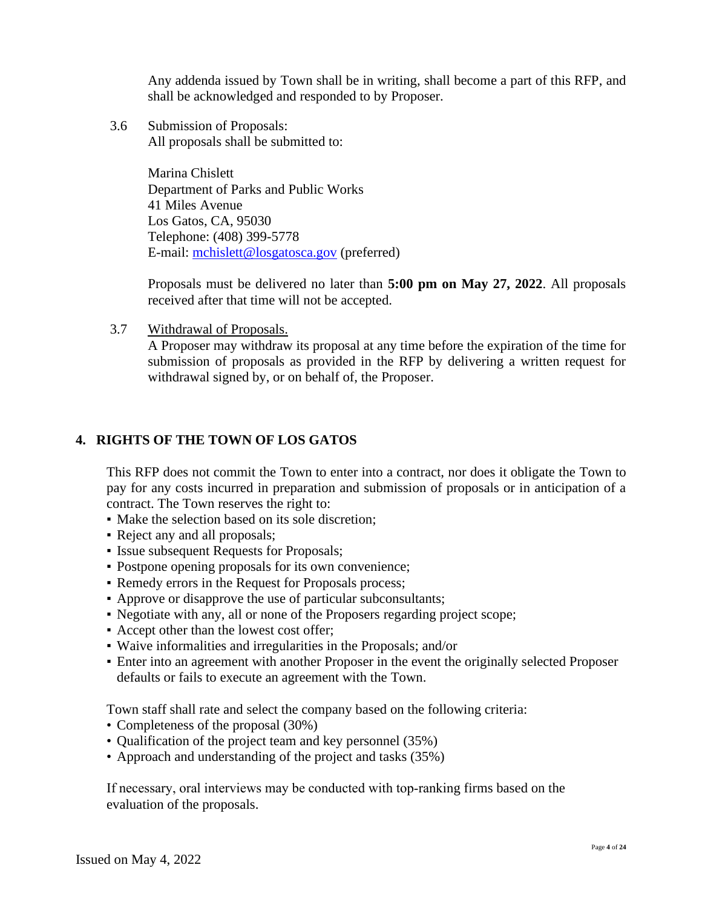Any addenda issued by Town shall be in writing, shall become a part of this RFP, and shall be acknowledged and responded to by Proposer.

3.6 Submission of Proposals:
All proposals shall be submitted to:

Marina Chislett
Department of Parks and Public Works
41 Miles Avenue
Los Gatos, CA, 95030
Telephone: (408) 399-5778
E-mail: mchislett@losgatosca.gov (preferred)

Proposals must be delivered no later than **5:00 pm on May 27, 2022**. All proposals received after that time will not be accepted.

3.7 Withdrawal of Proposals.
A Proposer may withdraw its proposal at any time before the expiration of the time for submission of proposals as provided in the RFP by delivering a written request for withdrawal signed by, or on behalf of, the Proposer.

## 4. RIGHTS OF THE TOWN OF LOS GATOS

This RFP does not commit the Town to enter into a contract, nor does it obligate the Town to pay for any costs incurred in preparation and submission of proposals or in anticipation of a contract. The Town reserves the right to:

- Make the selection based on its sole discretion;
- Reject any and all proposals;
- Issue subsequent Requests for Proposals;
- Postpone opening proposals for its own convenience;
- Remedy errors in the Request for Proposals process;
- Approve or disapprove the use of particular subconsultants;
- Negotiate with any, all or none of the Proposers regarding project scope;
- Accept other than the lowest cost offer;
- Waive informalities and irregularities in the Proposals; and/or
- Enter into an agreement with another Proposer in the event the originally selected Proposer defaults or fails to execute an agreement with the Town.

Town staff shall rate and select the company based on the following criteria:

- Completeness of the proposal (30%)
- Qualification of the project team and key personnel (35%)
- Approach and understanding of the project and tasks (35%)

If necessary, oral interviews may be conducted with top-ranking firms based on the evaluation of the proposals.

Issued on May 4, 2022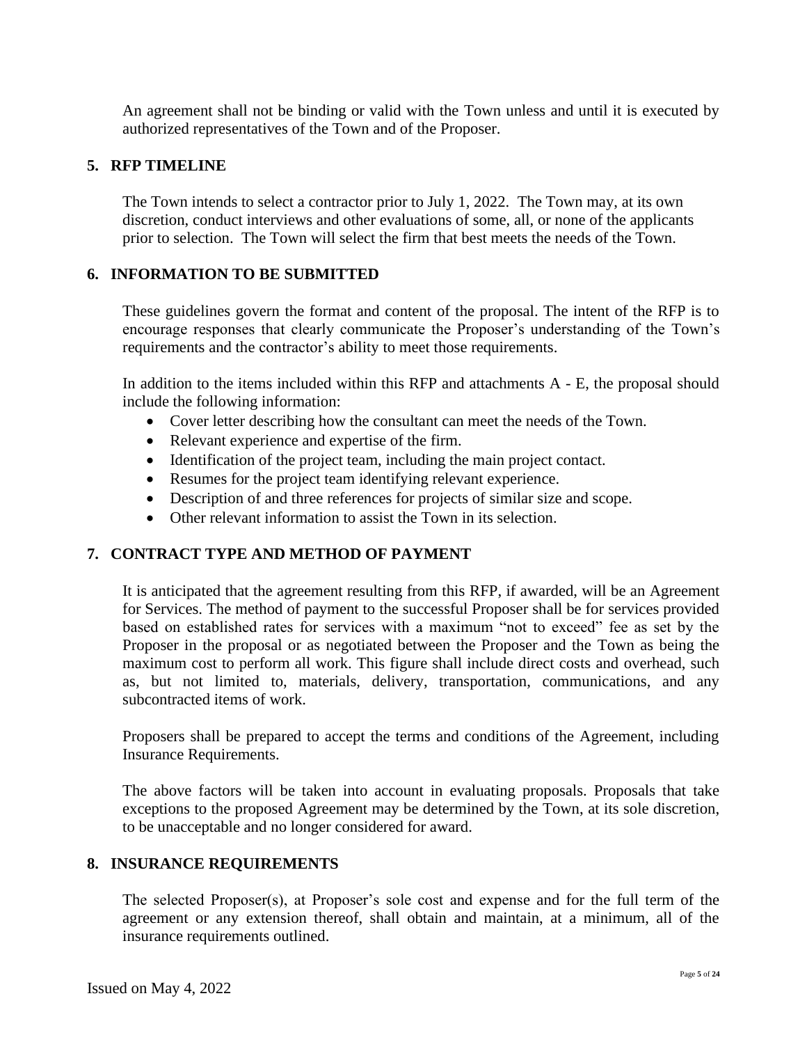An agreement shall not be binding or valid with the Town unless and until it is executed by authorized representatives of the Town and of the Proposer.

## 5. RFP TIMELINE

The Town intends to select a contractor prior to July 1, 2022. The Town may, at its own discretion, conduct interviews and other evaluations of some, all, or none of the applicants prior to selection. The Town will select the firm that best meets the needs of the Town.

## 6. INFORMATION TO BE SUBMITTED

These guidelines govern the format and content of the proposal. The intent of the RFP is to encourage responses that clearly communicate the Proposer's understanding of the Town's requirements and the contractor's ability to meet those requirements.

In addition to the items included within this RFP and attachments A - E, the proposal should include the following information:

- Cover letter describing how the consultant can meet the needs of the Town.
- Relevant experience and expertise of the firm.
- Identification of the project team, including the main project contact.
- Resumes for the project team identifying relevant experience.
- Description of and three references for projects of similar size and scope.
- Other relevant information to assist the Town in its selection.

## 7. CONTRACT TYPE AND METHOD OF PAYMENT

It is anticipated that the agreement resulting from this RFP, if awarded, will be an Agreement for Services. The method of payment to the successful Proposer shall be for services provided based on established rates for services with a maximum "not to exceed" fee as set by the Proposer in the proposal or as negotiated between the Proposer and the Town as being the maximum cost to perform all work. This figure shall include direct costs and overhead, such as, but not limited to, materials, delivery, transportation, communications, and any subcontracted items of work.

Proposers shall be prepared to accept the terms and conditions of the Agreement, including Insurance Requirements.

The above factors will be taken into account in evaluating proposals. Proposals that take exceptions to the proposed Agreement may be determined by the Town, at its sole discretion, to be unacceptable and no longer considered for award.

## 8. INSURANCE REQUIREMENTS

The selected Proposer(s), at Proposer's sole cost and expense and for the full term of the agreement or any extension thereof, shall obtain and maintain, at a minimum, all of the insurance requirements outlined.

Issued on May 4, 2022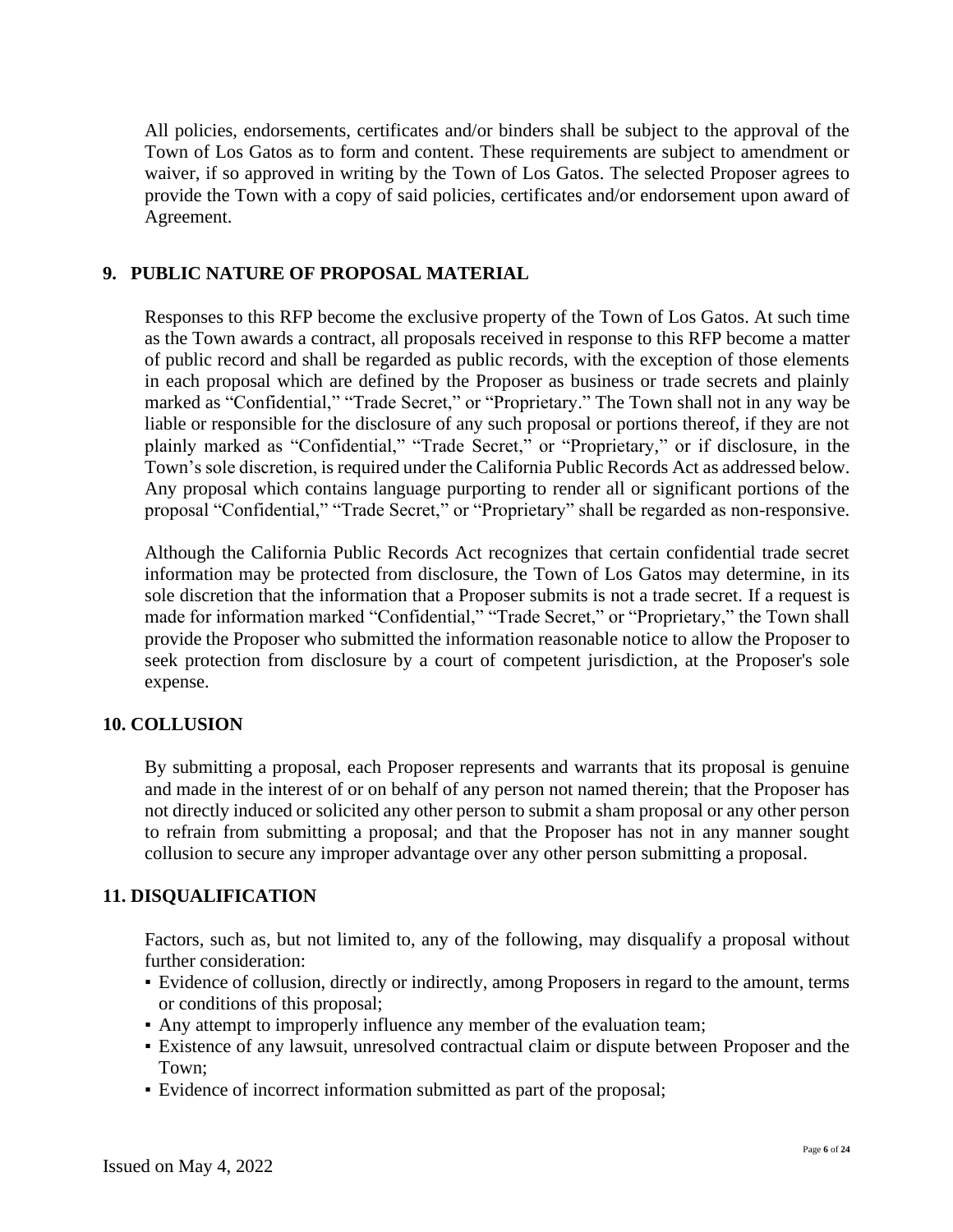All policies, endorsements, certificates and/or binders shall be subject to the approval of the Town of Los Gatos as to form and content. These requirements are subject to amendment or waiver, if so approved in writing by the Town of Los Gatos. The selected Proposer agrees to provide the Town with a copy of said policies, certificates and/or endorsement upon award of Agreement.

## 9. PUBLIC NATURE OF PROPOSAL MATERIAL

Responses to this RFP become the exclusive property of the Town of Los Gatos. At such time as the Town awards a contract, all proposals received in response to this RFP become a matter of public record and shall be regarded as public records, with the exception of those elements in each proposal which are defined by the Proposer as business or trade secrets and plainly marked as "Confidential," "Trade Secret," or "Proprietary." The Town shall not in any way be liable or responsible for the disclosure of any such proposal or portions thereof, if they are not plainly marked as "Confidential," "Trade Secret," or "Proprietary," or if disclosure, in the Town's sole discretion, is required under the California Public Records Act as addressed below. Any proposal which contains language purporting to render all or significant portions of the proposal "Confidential," "Trade Secret," or "Proprietary" shall be regarded as non-responsive.

Although the California Public Records Act recognizes that certain confidential trade secret information may be protected from disclosure, the Town of Los Gatos may determine, in its sole discretion that the information that a Proposer submits is not a trade secret. If a request is made for information marked "Confidential," "Trade Secret," or "Proprietary," the Town shall provide the Proposer who submitted the information reasonable notice to allow the Proposer to seek protection from disclosure by a court of competent jurisdiction, at the Proposer's sole expense.

## 10. COLLUSION

By submitting a proposal, each Proposer represents and warrants that its proposal is genuine and made in the interest of or on behalf of any person not named therein; that the Proposer has not directly induced or solicited any other person to submit a sham proposal or any other person to refrain from submitting a proposal; and that the Proposer has not in any manner sought collusion to secure any improper advantage over any other person submitting a proposal.

## 11. DISQUALIFICATION

Factors, such as, but not limited to, any of the following, may disqualify a proposal without further consideration:

- Evidence of collusion, directly or indirectly, among Proposers in regard to the amount, terms or conditions of this proposal;
- Any attempt to improperly influence any member of the evaluation team;
- Existence of any lawsuit, unresolved contractual claim or dispute between Proposer and the Town;
- Evidence of incorrect information submitted as part of the proposal;

Issued on May 4, 2022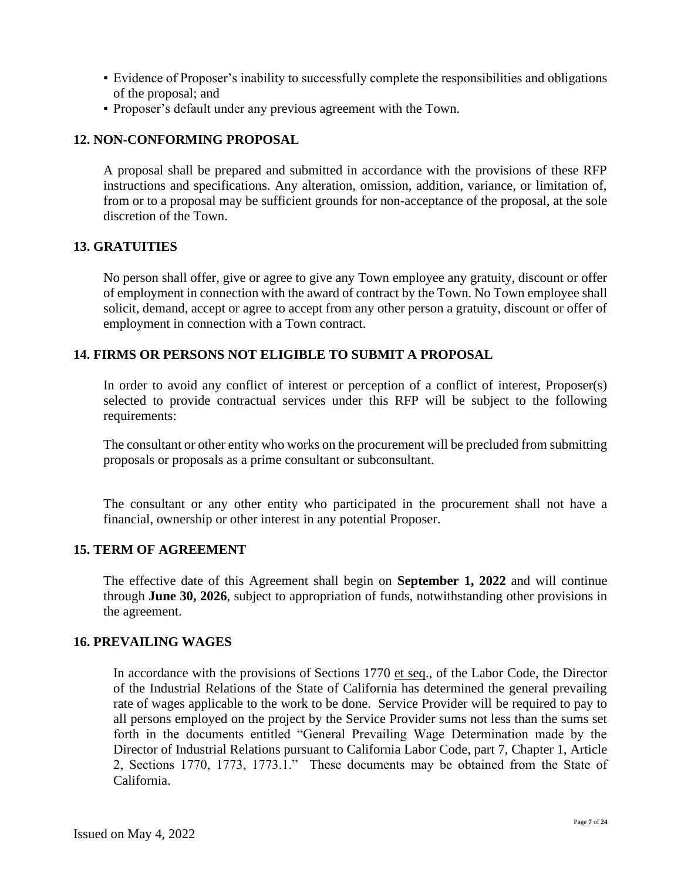- Evidence of Proposer's inability to successfully complete the responsibilities and obligations of the proposal; and
- Proposer's default under any previous agreement with the Town.

## 12. NON-CONFORMING PROPOSAL

A proposal shall be prepared and submitted in accordance with the provisions of these RFP instructions and specifications. Any alteration, omission, addition, variance, or limitation of, from or to a proposal may be sufficient grounds for non-acceptance of the proposal, at the sole discretion of the Town.

## 13. GRATUITIES

No person shall offer, give or agree to give any Town employee any gratuity, discount or offer of employment in connection with the award of contract by the Town. No Town employee shall solicit, demand, accept or agree to accept from any other person a gratuity, discount or offer of employment in connection with a Town contract.

## 14. FIRMS OR PERSONS NOT ELIGIBLE TO SUBMIT A PROPOSAL

In order to avoid any conflict of interest or perception of a conflict of interest, Proposer(s) selected to provide contractual services under this RFP will be subject to the following requirements:

The consultant or other entity who works on the procurement will be precluded from submitting proposals or proposals as a prime consultant or subconsultant.

The consultant or any other entity who participated in the procurement shall not have a financial, ownership or other interest in any potential Proposer.

## 15. TERM OF AGREEMENT

The effective date of this Agreement shall begin on **September 1, 2022** and will continue through **June 30, 2026**, subject to appropriation of funds, notwithstanding other provisions in the agreement.

## 16. PREVAILING WAGES

In accordance with the provisions of Sections 1770 et seq., of the Labor Code, the Director of the Industrial Relations of the State of California has determined the general prevailing rate of wages applicable to the work to be done. Service Provider will be required to pay to all persons employed on the project by the Service Provider sums not less than the sums set forth in the documents entitled "General Prevailing Wage Determination made by the Director of Industrial Relations pursuant to California Labor Code, part 7, Chapter 1, Article 2, Sections 1770, 1773, 1773.1." These documents may be obtained from the State of California.

Issued on May 4, 2022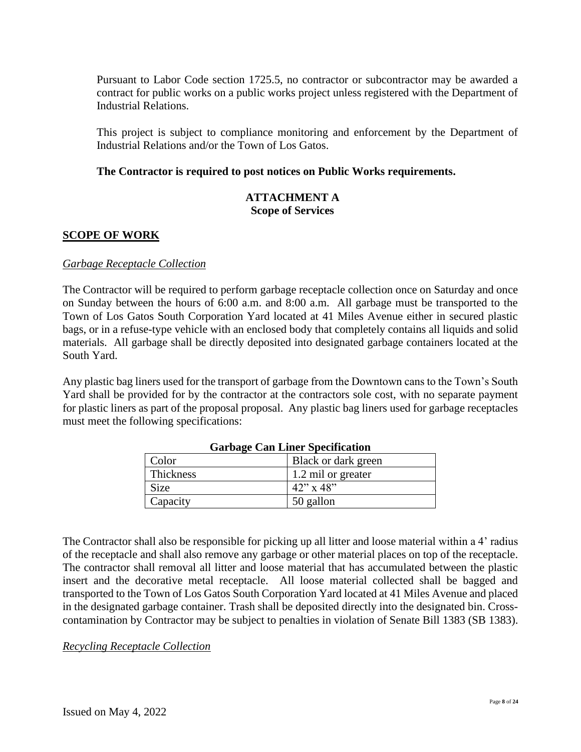Pursuant to Labor Code section 1725.5, no contractor or subcontractor may be awarded a contract for public works on a public works project unless registered with the Department of Industrial Relations.

This project is subject to compliance monitoring and enforcement by the Department of Industrial Relations and/or the Town of Los Gatos.

**The Contractor is required to post notices on Public Works requirements.**

## ATTACHMENT A
### Scope of Services

## SCOPE OF WORK

*Garbage Receptacle Collection*

The Contractor will be required to perform garbage receptacle collection once on Saturday and once on Sunday between the hours of 6:00 a.m. and 8:00 a.m. All garbage must be transported to the Town of Los Gatos South Corporation Yard located at 41 Miles Avenue either in secured plastic bags, or in a refuse-type vehicle with an enclosed body that completely contains all liquids and solid materials. All garbage shall be directly deposited into designated garbage containers located at the South Yard.

Any plastic bag liners used for the transport of garbage from the Downtown cans to the Town's South Yard shall be provided for by the contractor at the contractors sole cost, with no separate payment for plastic liners as part of the proposal proposal. Any plastic bag liners used for garbage receptacles must meet the following specifications:

**Garbage Can Liner Specification**

| Color | Black or dark green |
|---|---|
| Thickness | 1.2 mil or greater |
| Size | 42" x 48" |
| Capacity | 50 gallon |

The Contractor shall also be responsible for picking up all litter and loose material within a 4' radius of the receptacle and shall also remove any garbage or other material places on top of the receptacle. The contractor shall removal all litter and loose material that has accumulated between the plastic insert and the decorative metal receptacle. All loose material collected shall be bagged and transported to the Town of Los Gatos South Corporation Yard located at 41 Miles Avenue and placed in the designated garbage container. Trash shall be deposited directly into the designated bin. Cross-contamination by Contractor may be subject to penalties in violation of Senate Bill 1383 (SB 1383).

*Recycling Receptacle Collection*

Issued on May 4, 2022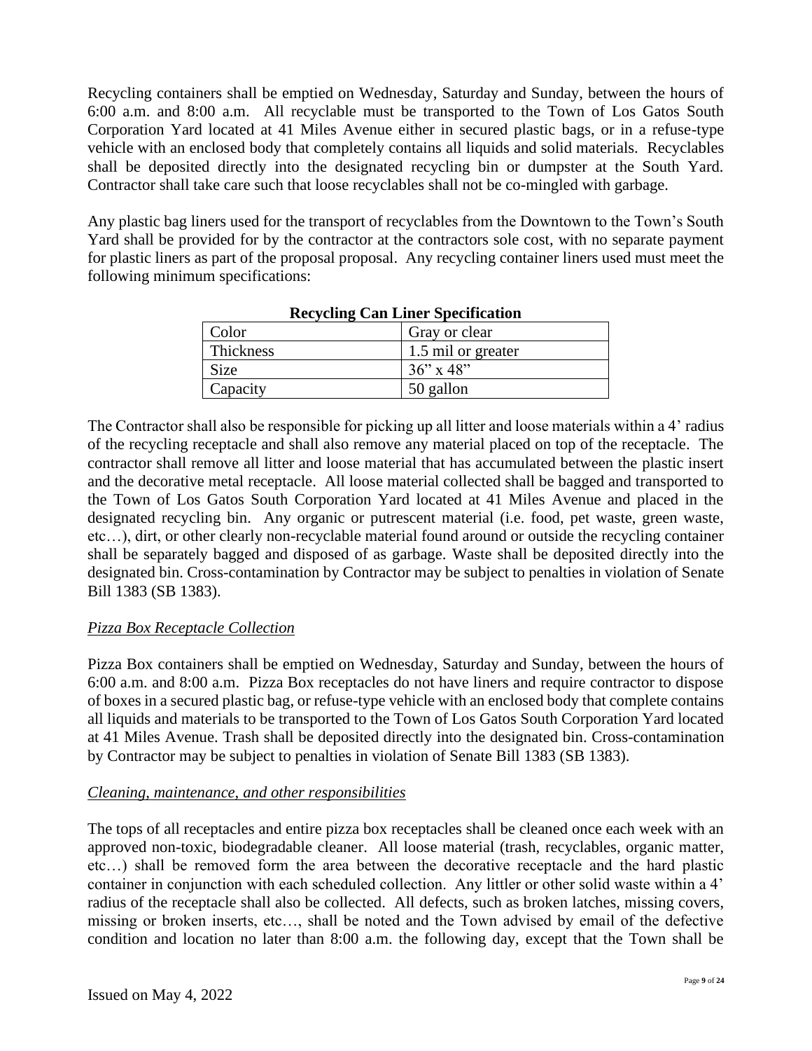Recycling containers shall be emptied on Wednesday, Saturday and Sunday, between the hours of 6:00 a.m. and 8:00 a.m. All recyclable must be transported to the Town of Los Gatos South Corporation Yard located at 41 Miles Avenue either in secured plastic bags, or in a refuse-type vehicle with an enclosed body that completely contains all liquids and solid materials. Recyclables shall be deposited directly into the designated recycling bin or dumpster at the South Yard. Contractor shall take care such that loose recyclables shall not be co-mingled with garbage.

Any plastic bag liners used for the transport of recyclables from the Downtown to the Town's South Yard shall be provided for by the contractor at the contractors sole cost, with no separate payment for plastic liners as part of the proposal proposal. Any recycling container liners used must meet the following minimum specifications:

**Recycling Can Liner Specification**

| Color | Gray or clear |
|---|---|
| Thickness | 1.5 mil or greater |
| Size | 36" x 48" |
| Capacity | 50 gallon |

The Contractor shall also be responsible for picking up all litter and loose materials within a 4' radius of the recycling receptacle and shall also remove any material placed on top of the receptacle. The contractor shall remove all litter and loose material that has accumulated between the plastic insert and the decorative metal receptacle. All loose material collected shall be bagged and transported to the Town of Los Gatos South Corporation Yard located at 41 Miles Avenue and placed in the designated recycling bin. Any organic or putrescent material (i.e. food, pet waste, green waste, etc…), dirt, or other clearly non-recyclable material found around or outside the recycling container shall be separately bagged and disposed of as garbage. Waste shall be deposited directly into the designated bin. Cross-contamination by Contractor may be subject to penalties in violation of Senate Bill 1383 (SB 1383).

*Pizza Box Receptacle Collection*

Pizza Box containers shall be emptied on Wednesday, Saturday and Sunday, between the hours of 6:00 a.m. and 8:00 a.m. Pizza Box receptacles do not have liners and require contractor to dispose of boxes in a secured plastic bag, or refuse-type vehicle with an enclosed body that complete contains all liquids and materials to be transported to the Town of Los Gatos South Corporation Yard located at 41 Miles Avenue. Trash shall be deposited directly into the designated bin. Cross-contamination by Contractor may be subject to penalties in violation of Senate Bill 1383 (SB 1383).

*Cleaning, maintenance, and other responsibilities*

The tops of all receptacles and entire pizza box receptacles shall be cleaned once each week with an approved non-toxic, biodegradable cleaner. All loose material (trash, recyclables, organic matter, etc…) shall be removed form the area between the decorative receptacle and the hard plastic container in conjunction with each scheduled collection. Any littler or other solid waste within a 4' radius of the receptacle shall also be collected. All defects, such as broken latches, missing covers, missing or broken inserts, etc…, shall be noted and the Town advised by email of the defective condition and location no later than 8:00 a.m. the following day, except that the Town shall be

Issued on May 4, 2022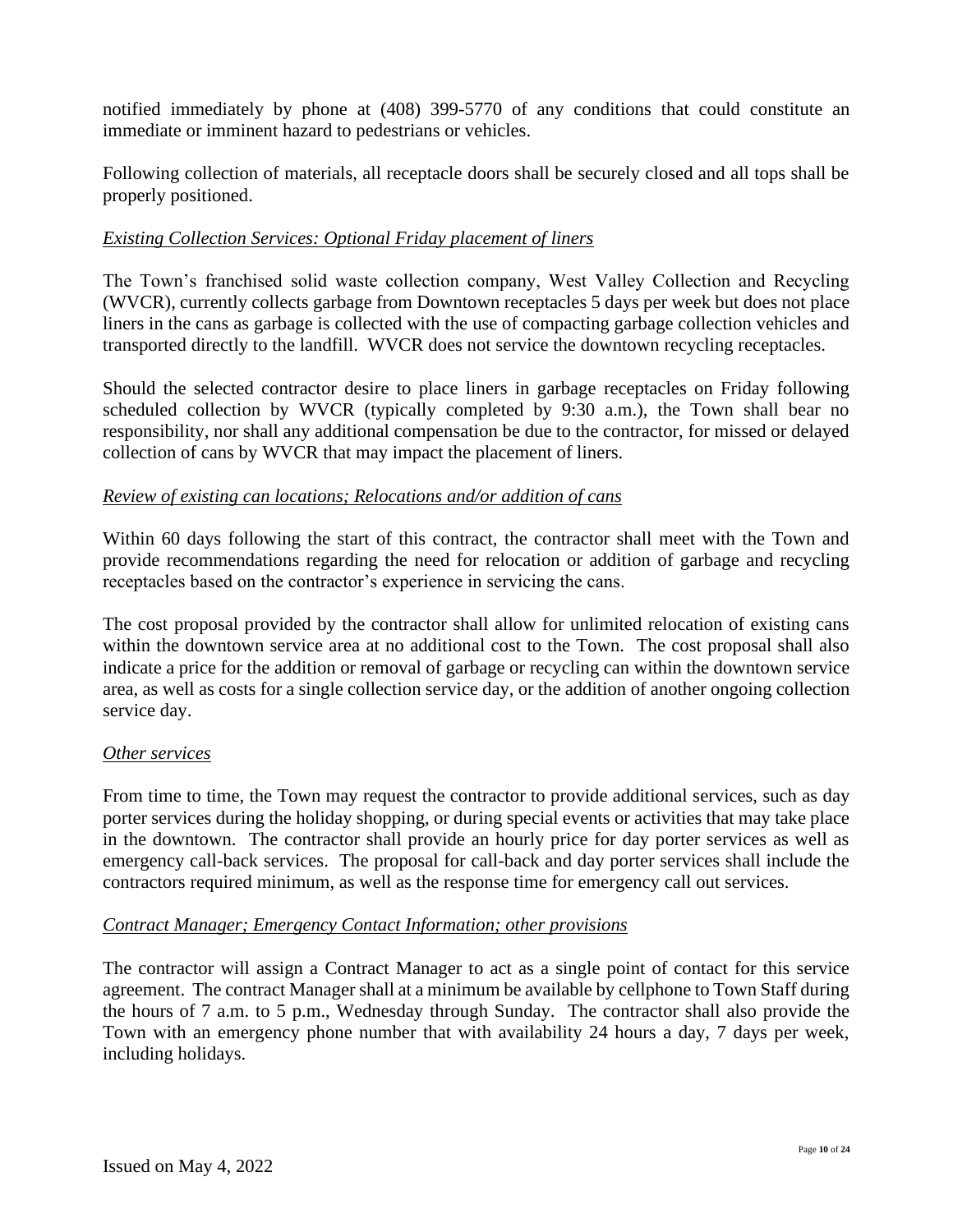notified immediately by phone at (408) 399-5770 of any conditions that could constitute an immediate or imminent hazard to pedestrians or vehicles.

Following collection of materials, all receptacle doors shall be securely closed and all tops shall be properly positioned.

*Existing Collection Services: Optional Friday placement of liners*

The Town's franchised solid waste collection company, West Valley Collection and Recycling (WVCR), currently collects garbage from Downtown receptacles 5 days per week but does not place liners in the cans as garbage is collected with the use of compacting garbage collection vehicles and transported directly to the landfill. WVCR does not service the downtown recycling receptacles.

Should the selected contractor desire to place liners in garbage receptacles on Friday following scheduled collection by WVCR (typically completed by 9:30 a.m.), the Town shall bear no responsibility, nor shall any additional compensation be due to the contractor, for missed or delayed collection of cans by WVCR that may impact the placement of liners.

*Review of existing can locations; Relocations and/or addition of cans*

Within 60 days following the start of this contract, the contractor shall meet with the Town and provide recommendations regarding the need for relocation or addition of garbage and recycling receptacles based on the contractor's experience in servicing the cans.

The cost proposal provided by the contractor shall allow for unlimited relocation of existing cans within the downtown service area at no additional cost to the Town. The cost proposal shall also indicate a price for the addition or removal of garbage or recycling can within the downtown service area, as well as costs for a single collection service day, or the addition of another ongoing collection service day.

*Other services*

From time to time, the Town may request the contractor to provide additional services, such as day porter services during the holiday shopping, or during special events or activities that may take place in the downtown. The contractor shall provide an hourly price for day porter services as well as emergency call-back services. The proposal for call-back and day porter services shall include the contractors required minimum, as well as the response time for emergency call out services.

*Contract Manager; Emergency Contact Information; other provisions*

The contractor will assign a Contract Manager to act as a single point of contact for this service agreement. The contract Manager shall at a minimum be available by cellphone to Town Staff during the hours of 7 a.m. to 5 p.m., Wednesday through Sunday. The contractor shall also provide the Town with an emergency phone number that with availability 24 hours a day, 7 days per week, including holidays.

Issued on May 4, 2022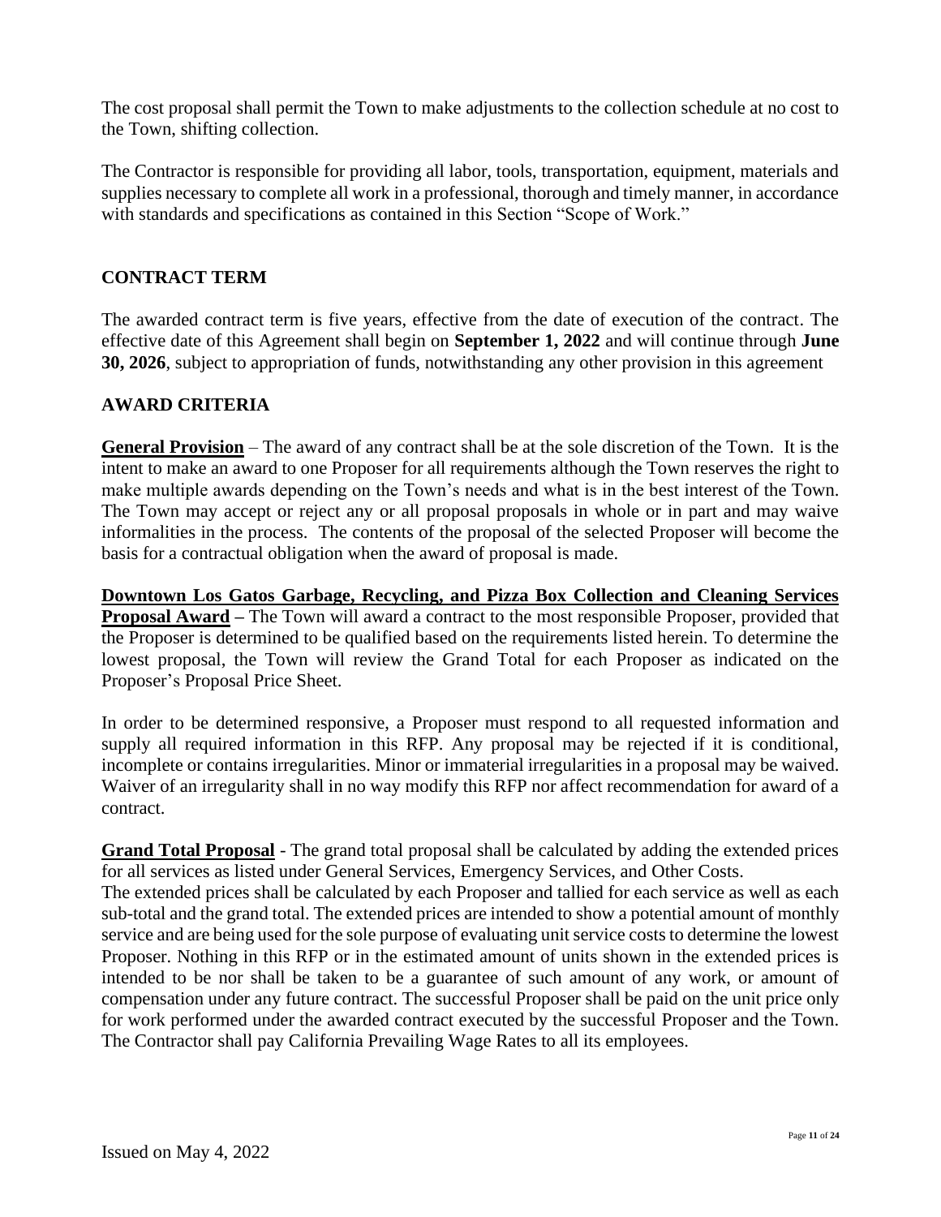The cost proposal shall permit the Town to make adjustments to the collection schedule at no cost to the Town, shifting collection.

The Contractor is responsible for providing all labor, tools, transportation, equipment, materials and supplies necessary to complete all work in a professional, thorough and timely manner, in accordance with standards and specifications as contained in this Section "Scope of Work."

## CONTRACT TERM

The awarded contract term is five years, effective from the date of execution of the contract. The effective date of this Agreement shall begin on **September 1, 2022** and will continue through **June 30, 2026**, subject to appropriation of funds, notwithstanding any other provision in this agreement

## AWARD CRITERIA

**General Provision** – The award of any contract shall be at the sole discretion of the Town. It is the intent to make an award to one Proposer for all requirements although the Town reserves the right to make multiple awards depending on the Town's needs and what is in the best interest of the Town. The Town may accept or reject any or all proposal proposals in whole or in part and may waive informalities in the process. The contents of the proposal of the selected Proposer will become the basis for a contractual obligation when the award of proposal is made.

**Downtown Los Gatos Garbage, Recycling, and Pizza Box Collection and Cleaning Services Proposal Award –** The Town will award a contract to the most responsible Proposer, provided that the Proposer is determined to be qualified based on the requirements listed herein. To determine the lowest proposal, the Town will review the Grand Total for each Proposer as indicated on the Proposer's Proposal Price Sheet.

In order to be determined responsive, a Proposer must respond to all requested information and supply all required information in this RFP. Any proposal may be rejected if it is conditional, incomplete or contains irregularities. Minor or immaterial irregularities in a proposal may be waived. Waiver of an irregularity shall in no way modify this RFP nor affect recommendation for award of a contract.

**Grand Total Proposal** - The grand total proposal shall be calculated by adding the extended prices for all services as listed under General Services, Emergency Services, and Other Costs.
The extended prices shall be calculated by each Proposer and tallied for each service as well as each sub-total and the grand total. The extended prices are intended to show a potential amount of monthly service and are being used for the sole purpose of evaluating unit service costs to determine the lowest Proposer. Nothing in this RFP or in the estimated amount of units shown in the extended prices is intended to be nor shall be taken to be a guarantee of such amount of any work, or amount of compensation under any future contract. The successful Proposer shall be paid on the unit price only for work performed under the awarded contract executed by the successful Proposer and the Town. The Contractor shall pay California Prevailing Wage Rates to all its employees.

Issued on May 4, 2022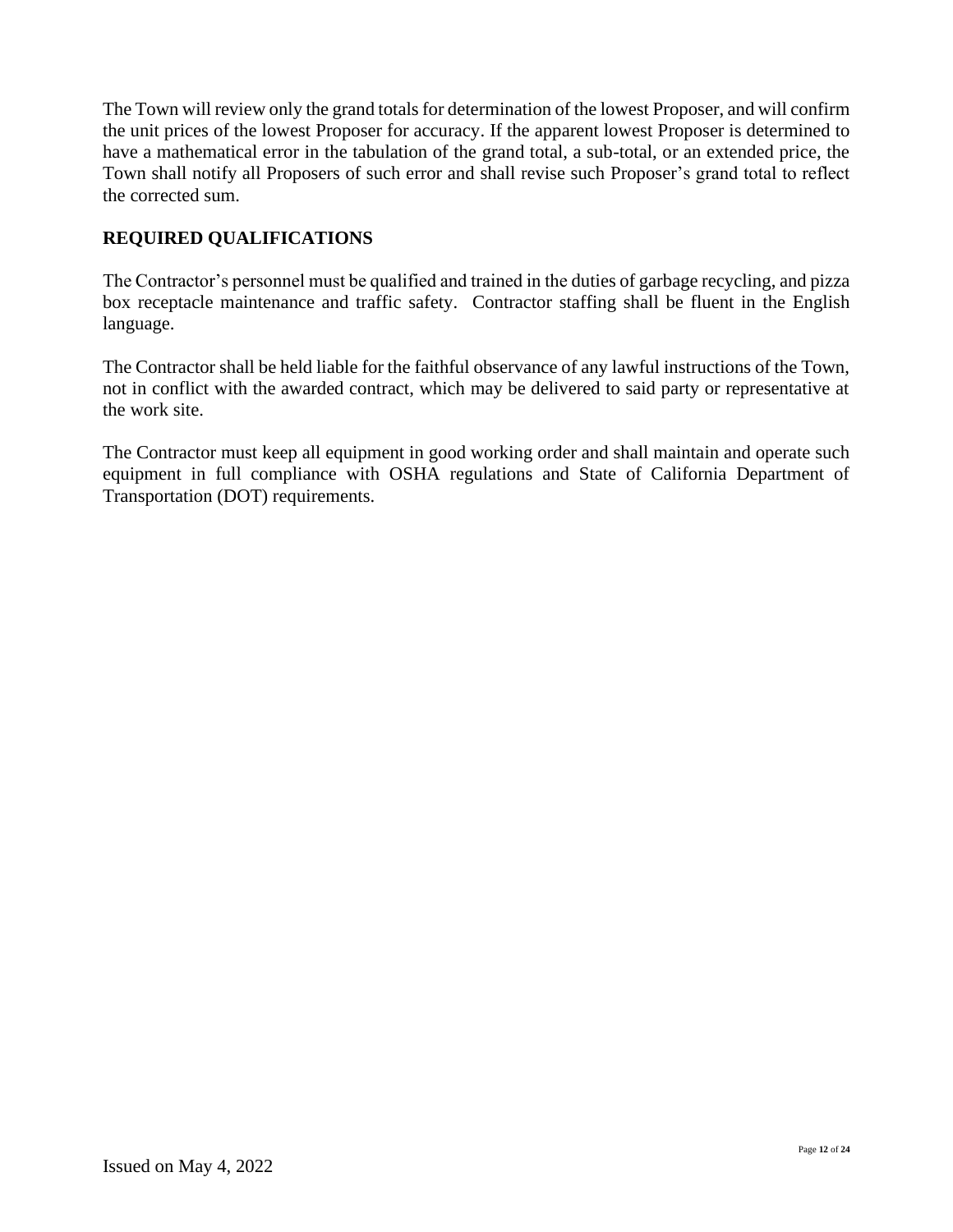The Town will review only the grand totals for determination of the lowest Proposer, and will confirm the unit prices of the lowest Proposer for accuracy. If the apparent lowest Proposer is determined to have a mathematical error in the tabulation of the grand total, a sub-total, or an extended price, the Town shall notify all Proposers of such error and shall revise such Proposer's grand total to reflect the corrected sum.

## REQUIRED QUALIFICATIONS

The Contractor's personnel must be qualified and trained in the duties of garbage recycling, and pizza box receptacle maintenance and traffic safety. Contractor staffing shall be fluent in the English language.

The Contractor shall be held liable for the faithful observance of any lawful instructions of the Town, not in conflict with the awarded contract, which may be delivered to said party or representative at the work site.

The Contractor must keep all equipment in good working order and shall maintain and operate such equipment in full compliance with OSHA regulations and State of California Department of Transportation (DOT) requirements.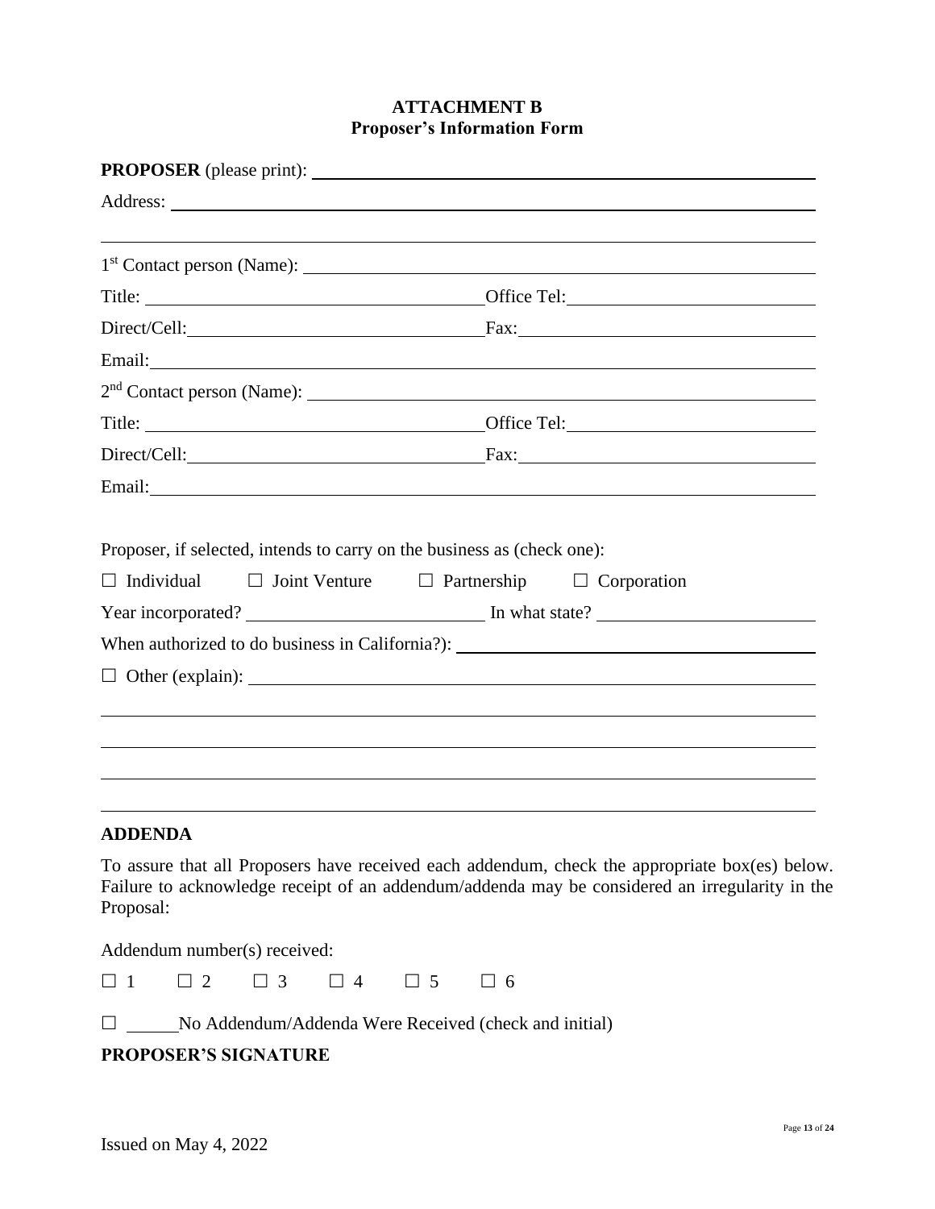# ATTACHMENT B
## Proposer's Information Form

**PROPOSER** (please print): ______________________________________________

Address: ______________________________________________

______________________________________________

1st Contact person (Name): ______________________________________________

Title: ______________________ Office Tel: ______________________

Direct/Cell: ______________________ Fax: ______________________

Email: ______________________________________________

2nd Contact person (Name): ______________________________________________

Title: ______________________ Office Tel: ______________________

Direct/Cell: ______________________ Fax: ______________________

Email: ______________________________________________

Proposer, if selected, intends to carry on the business as (check one):

☐ Individual ☐ Joint Venture ☐ Partnership ☐ Corporation

Year incorporated? ______________________ In what state? ______________________

When authorized to do business in California?): ______________________

☐ Other (explain): ______________________________________________

______________________________________________

______________________________________________

______________________________________________

______________________________________________

### ADDENDA

To assure that all Proposers have received each addendum, check the appropriate box(es) below. Failure to acknowledge receipt of an addendum/addenda may be considered an irregularity in the Proposal:

Addendum number(s) received:

☐ 1 ☐ 2 ☐ 3 ☐ 4 ☐ 5 ☐ 6

☐ ______ No Addendum/Addenda Were Received (check and initial)

### PROPOSER'S SIGNATURE

Issued on May 4, 2022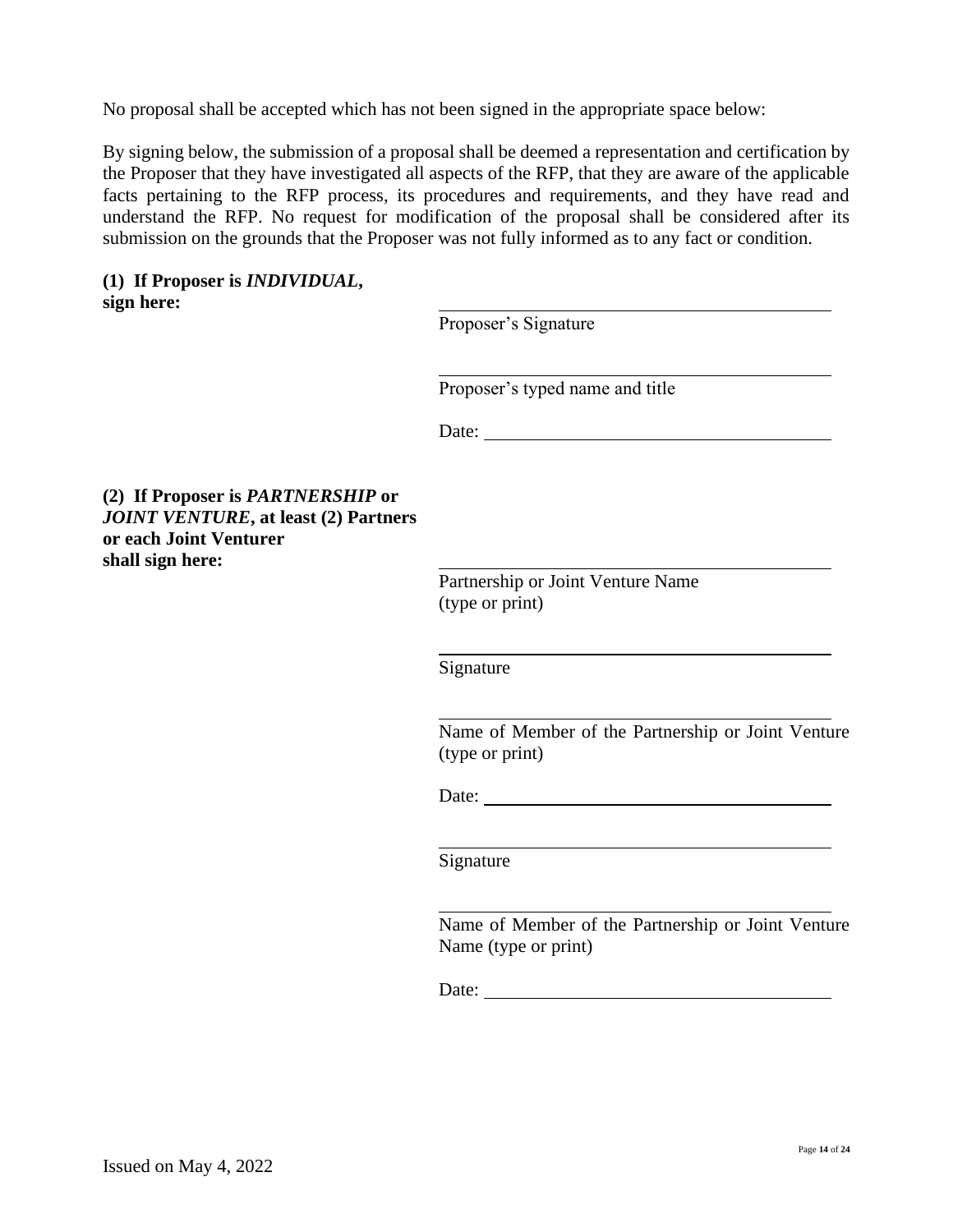No proposal shall be accepted which has not been signed in the appropriate space below:

By signing below, the submission of a proposal shall be deemed a representation and certification by the Proposer that they have investigated all aspects of the RFP, that they are aware of the applicable facts pertaining to the RFP process, its procedures and requirements, and they have read and understand the RFP. No request for modification of the proposal shall be considered after its submission on the grounds that the Proposer was not fully informed as to any fact or condition.

**(1) If Proposer is *INDIVIDUAL*, sign here:**

\_\_\_\_\_\_\_\_\_\_\_\_\_\_\_\_\_\_\_\_\_\_\_\_\_\_\_\_\_\_\_\_\_\_\_\_\_\_\_\_
Proposer's Signature

\_\_\_\_\_\_\_\_\_\_\_\_\_\_\_\_\_\_\_\_\_\_\_\_\_\_\_\_\_\_\_\_\_\_\_\_\_\_\_\_
Proposer's typed name and title

Date: \_\_\_\_\_\_\_\_\_\_\_\_\_\_\_\_\_\_\_\_\_\_\_\_\_\_\_\_\_\_\_\_\_\_

**(2) If Proposer is *PARTNERSHIP* or *JOINT VENTURE*, at least (2) Partners or each Joint Venturer shall sign here:**

\_\_\_\_\_\_\_\_\_\_\_\_\_\_\_\_\_\_\_\_\_\_\_\_\_\_\_\_\_\_\_\_\_\_\_\_\_\_\_\_
Partnership or Joint Venture Name (type or print)

\_\_\_\_\_\_\_\_\_\_\_\_\_\_\_\_\_\_\_\_\_\_\_\_\_\_\_\_\_\_\_\_\_\_\_\_\_\_\_\_
Signature

\_\_\_\_\_\_\_\_\_\_\_\_\_\_\_\_\_\_\_\_\_\_\_\_\_\_\_\_\_\_\_\_\_\_\_\_\_\_\_\_
Name of Member of the Partnership or Joint Venture (type or print)

Date: \_\_\_\_\_\_\_\_\_\_\_\_\_\_\_\_\_\_\_\_\_\_\_\_\_\_\_\_\_\_\_\_\_\_

\_\_\_\_\_\_\_\_\_\_\_\_\_\_\_\_\_\_\_\_\_\_\_\_\_\_\_\_\_\_\_\_\_\_\_\_\_\_\_\_
Signature

\_\_\_\_\_\_\_\_\_\_\_\_\_\_\_\_\_\_\_\_\_\_\_\_\_\_\_\_\_\_\_\_\_\_\_\_\_\_\_\_
Name of Member of the Partnership or Joint Venture Name (type or print)

Date: \_\_\_\_\_\_\_\_\_\_\_\_\_\_\_\_\_\_\_\_\_\_\_\_\_\_\_\_\_\_\_\_\_\_

Issued on May 4, 2022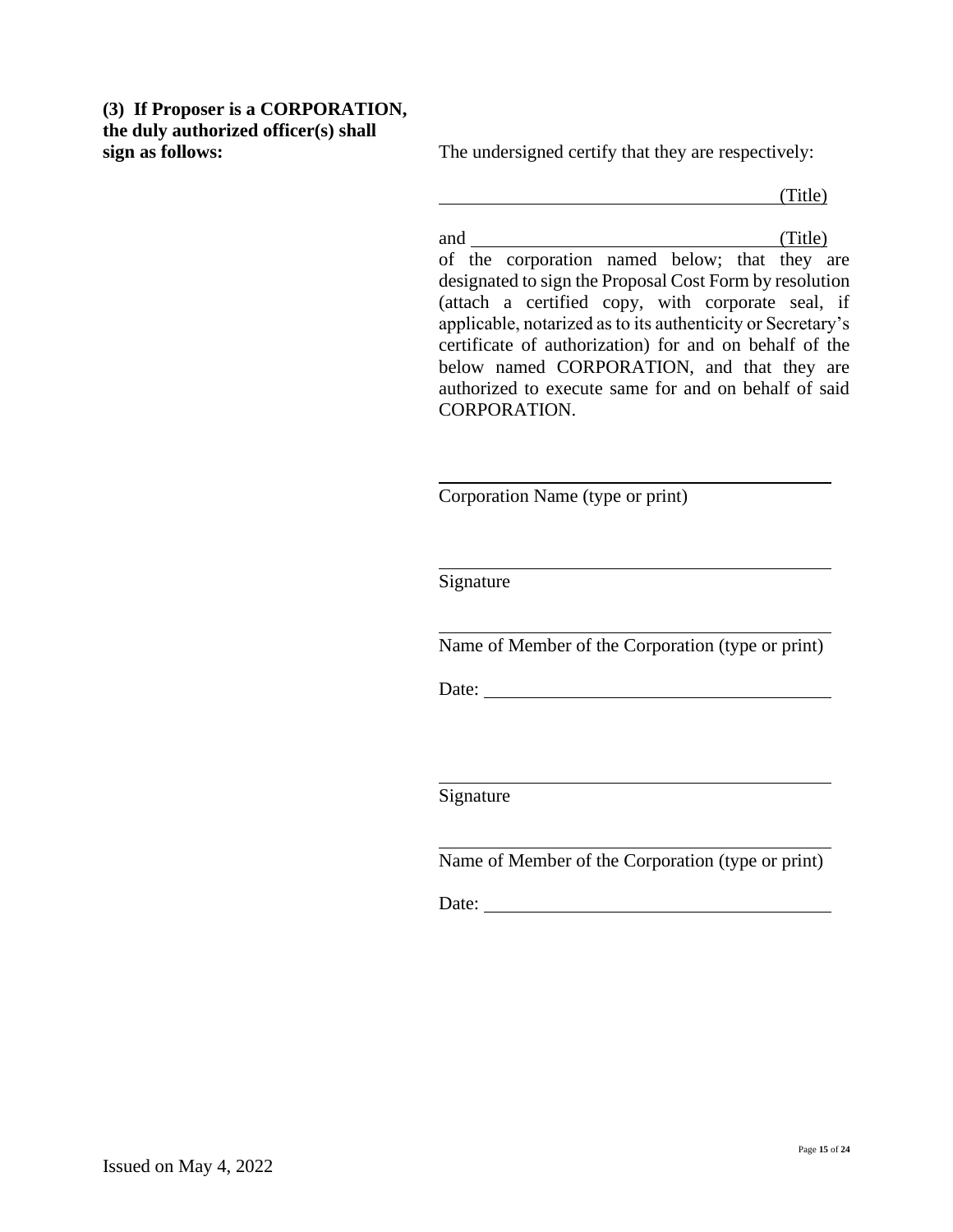**(3) If Proposer is a CORPORATION, the duly authorized officer(s) shall sign as follows:**

The undersigned certify that they are respectively:

\_\_\_\_\_\_\_\_\_\_\_\_\_\_\_\_\_\_\_\_\_\_\_\_\_\_\_\_\_\_\_\_\_\_\_\_ (Title)

and \_\_\_\_\_\_\_\_\_\_\_\_\_\_\_\_\_\_\_\_\_\_\_\_\_\_\_\_\_\_\_\_\_\_\_\_ (Title)

of the corporation named below; that they are designated to sign the Proposal Cost Form by resolution (attach a certified copy, with corporate seal, if applicable, notarized as to its authenticity or Secretary's certificate of authorization) for and on behalf of the below named CORPORATION, and that they are authorized to execute same for and on behalf of said CORPORATION.

\_\_\_\_\_\_\_\_\_\_\_\_\_\_\_\_\_\_\_\_\_\_\_\_\_\_\_\_\_\_\_\_\_\_\_\_\_\_\_\_\_\_\_\_

Corporation Name (type or print)

\_\_\_\_\_\_\_\_\_\_\_\_\_\_\_\_\_\_\_\_\_\_\_\_\_\_\_\_\_\_\_\_\_\_\_\_\_\_\_\_\_\_\_\_

Signature

\_\_\_\_\_\_\_\_\_\_\_\_\_\_\_\_\_\_\_\_\_\_\_\_\_\_\_\_\_\_\_\_\_\_\_\_\_\_\_\_\_\_\_\_

Name of Member of the Corporation (type or print)

Date: \_\_\_\_\_\_\_\_\_\_\_\_\_\_\_\_\_\_\_\_\_\_\_\_\_\_\_\_\_\_\_\_\_\_\_\_\_\_

\_\_\_\_\_\_\_\_\_\_\_\_\_\_\_\_\_\_\_\_\_\_\_\_\_\_\_\_\_\_\_\_\_\_\_\_\_\_\_\_\_\_\_\_

Signature

\_\_\_\_\_\_\_\_\_\_\_\_\_\_\_\_\_\_\_\_\_\_\_\_\_\_\_\_\_\_\_\_\_\_\_\_\_\_\_\_\_\_\_\_

Name of Member of the Corporation (type or print)

Date: \_\_\_\_\_\_\_\_\_\_\_\_\_\_\_\_\_\_\_\_\_\_\_\_\_\_\_\_\_\_\_\_\_\_\_\_\_\_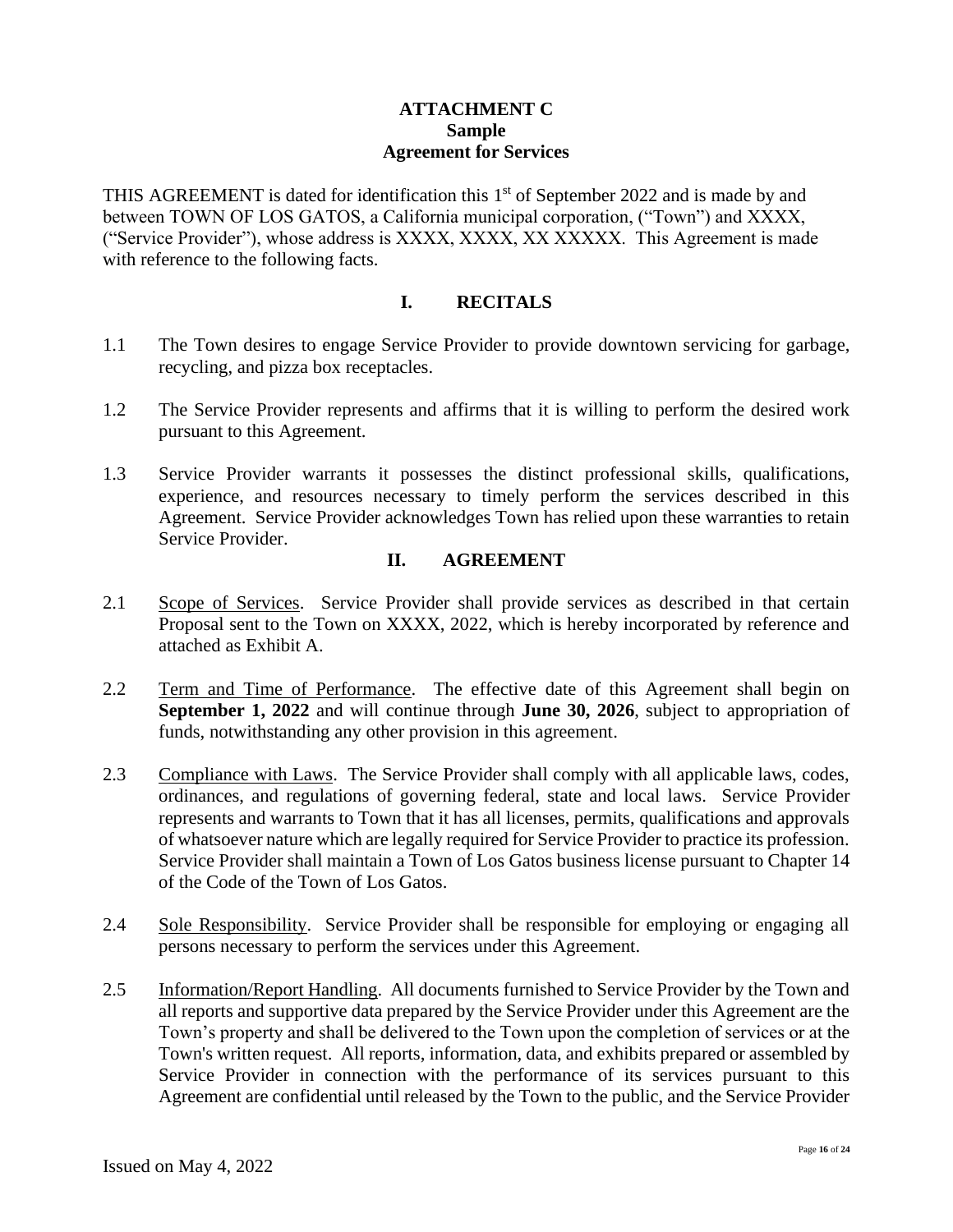**ATTACHMENT C**
**Sample**
**Agreement for Services**

THIS AGREEMENT is dated for identification this 1st of September 2022 and is made by and between TOWN OF LOS GATOS, a California municipal corporation, ("Town") and XXXX, ("Service Provider"), whose address is XXXX, XXXX, XX XXXXX. This Agreement is made with reference to the following facts.

## I. RECITALS

1.1 The Town desires to engage Service Provider to provide downtown servicing for garbage, recycling, and pizza box receptacles.

1.2 The Service Provider represents and affirms that it is willing to perform the desired work pursuant to this Agreement.

1.3 Service Provider warrants it possesses the distinct professional skills, qualifications, experience, and resources necessary to timely perform the services described in this Agreement. Service Provider acknowledges Town has relied upon these warranties to retain Service Provider.

## II. AGREEMENT

2.1 Scope of Services. Service Provider shall provide services as described in that certain Proposal sent to the Town on XXXX, 2022, which is hereby incorporated by reference and attached as Exhibit A.

2.2 Term and Time of Performance. The effective date of this Agreement shall begin on **September 1, 2022** and will continue through **June 30, 2026**, subject to appropriation of funds, notwithstanding any other provision in this agreement.

2.3 Compliance with Laws. The Service Provider shall comply with all applicable laws, codes, ordinances, and regulations of governing federal, state and local laws. Service Provider represents and warrants to Town that it has all licenses, permits, qualifications and approvals of whatsoever nature which are legally required for Service Provider to practice its profession. Service Provider shall maintain a Town of Los Gatos business license pursuant to Chapter 14 of the Code of the Town of Los Gatos.

2.4 Sole Responsibility. Service Provider shall be responsible for employing or engaging all persons necessary to perform the services under this Agreement.

2.5 Information/Report Handling. All documents furnished to Service Provider by the Town and all reports and supportive data prepared by the Service Provider under this Agreement are the Town's property and shall be delivered to the Town upon the completion of services or at the Town's written request. All reports, information, data, and exhibits prepared or assembled by Service Provider in connection with the performance of its services pursuant to this Agreement are confidential until released by the Town to the public, and the Service Provider

Issued on May 4, 2022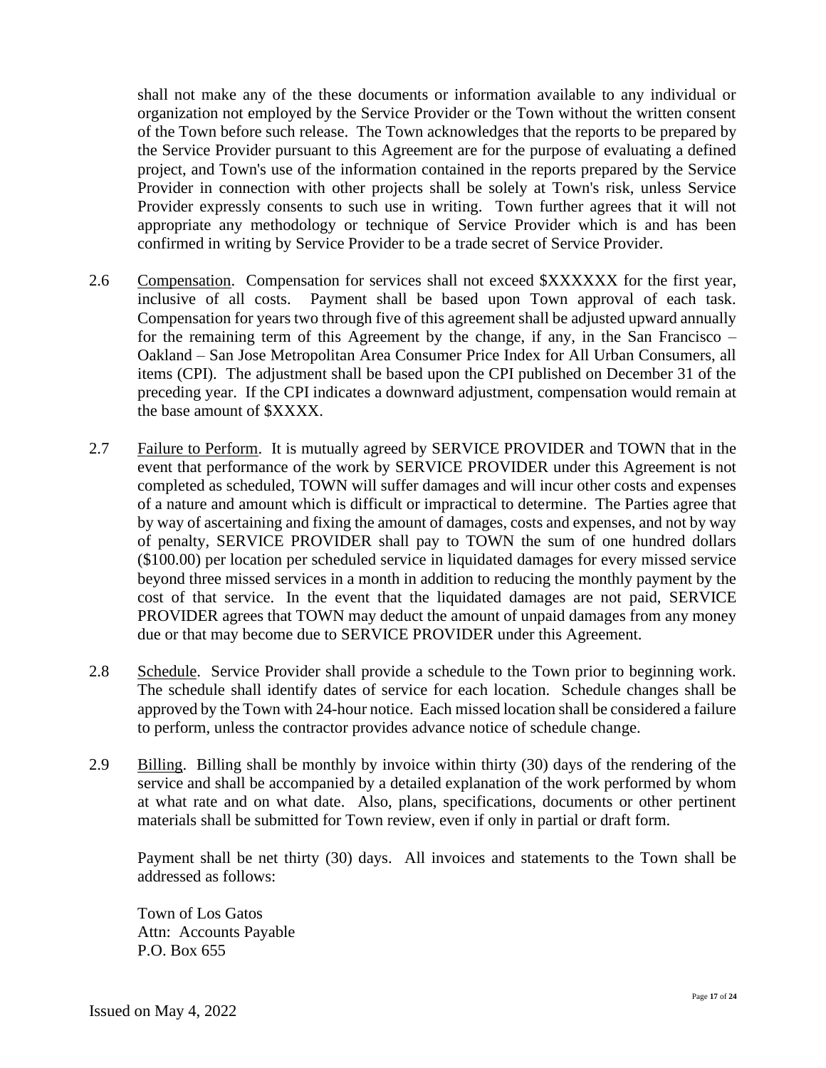shall not make any of the these documents or information available to any individual or organization not employed by the Service Provider or the Town without the written consent of the Town before such release. The Town acknowledges that the reports to be prepared by the Service Provider pursuant to this Agreement are for the purpose of evaluating a defined project, and Town's use of the information contained in the reports prepared by the Service Provider in connection with other projects shall be solely at Town's risk, unless Service Provider expressly consents to such use in writing. Town further agrees that it will not appropriate any methodology or technique of Service Provider which is and has been confirmed in writing by Service Provider to be a trade secret of Service Provider.

2.6 Compensation. Compensation for services shall not exceed $XXXXXX for the first year, inclusive of all costs. Payment shall be based upon Town approval of each task. Compensation for years two through five of this agreement shall be adjusted upward annually for the remaining term of this Agreement by the change, if any, in the San Francisco – Oakland – San Jose Metropolitan Area Consumer Price Index for All Urban Consumers, all items (CPI). The adjustment shall be based upon the CPI published on December 31 of the preceding year. If the CPI indicates a downward adjustment, compensation would remain at the base amount of $XXXX.

2.7 Failure to Perform. It is mutually agreed by SERVICE PROVIDER and TOWN that in the event that performance of the work by SERVICE PROVIDER under this Agreement is not completed as scheduled, TOWN will suffer damages and will incur other costs and expenses of a nature and amount which is difficult or impractical to determine. The Parties agree that by way of ascertaining and fixing the amount of damages, costs and expenses, and not by way of penalty, SERVICE PROVIDER shall pay to TOWN the sum of one hundred dollars ($100.00) per location per scheduled service in liquidated damages for every missed service beyond three missed services in a month in addition to reducing the monthly payment by the cost of that service. In the event that the liquidated damages are not paid, SERVICE PROVIDER agrees that TOWN may deduct the amount of unpaid damages from any money due or that may become due to SERVICE PROVIDER under this Agreement.

2.8 Schedule. Service Provider shall provide a schedule to the Town prior to beginning work. The schedule shall identify dates of service for each location. Schedule changes shall be approved by the Town with 24-hour notice. Each missed location shall be considered a failure to perform, unless the contractor provides advance notice of schedule change.

2.9 Billing. Billing shall be monthly by invoice within thirty (30) days of the rendering of the service and shall be accompanied by a detailed explanation of the work performed by whom at what rate and on what date. Also, plans, specifications, documents or other pertinent materials shall be submitted for Town review, even if only in partial or draft form.

Payment shall be net thirty (30) days. All invoices and statements to the Town shall be addressed as follows:

Town of Los Gatos  
Attn: Accounts Payable  
P.O. Box 655

Issued on May 4, 2022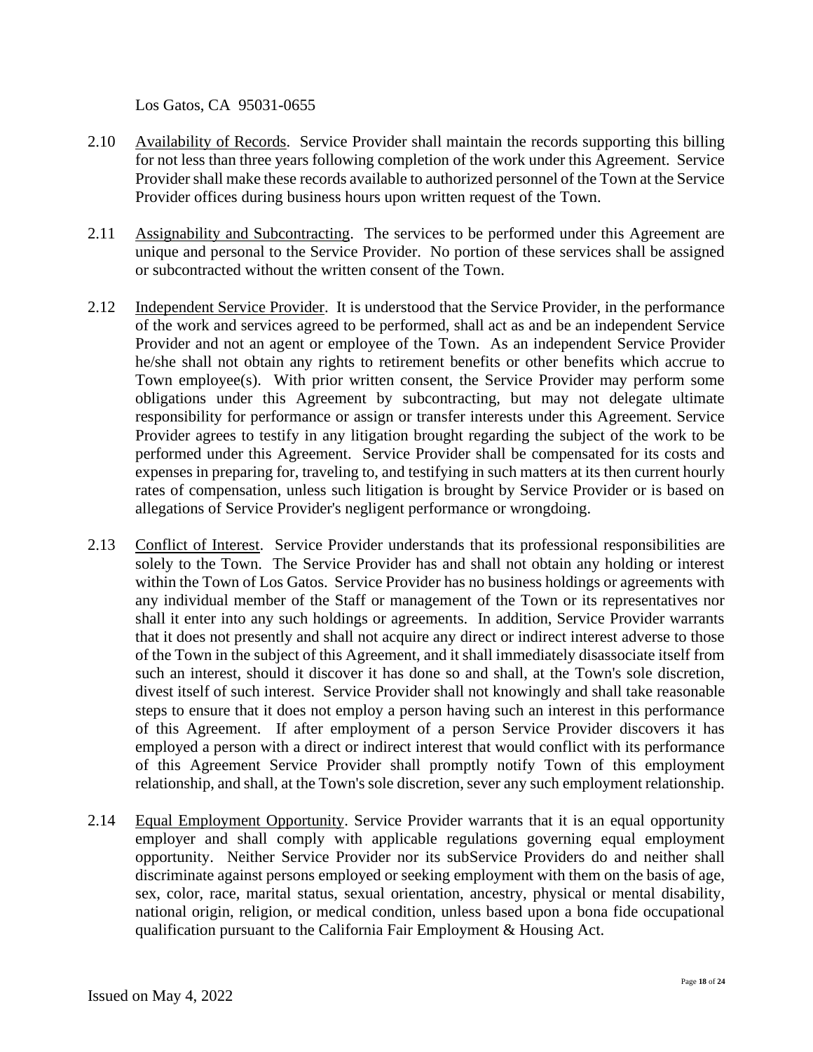Los Gatos, CA 95031-0655

2.10 Availability of Records. Service Provider shall maintain the records supporting this billing for not less than three years following completion of the work under this Agreement. Service Provider shall make these records available to authorized personnel of the Town at the Service Provider offices during business hours upon written request of the Town.

2.11 Assignability and Subcontracting. The services to be performed under this Agreement are unique and personal to the Service Provider. No portion of these services shall be assigned or subcontracted without the written consent of the Town.

2.12 Independent Service Provider. It is understood that the Service Provider, in the performance of the work and services agreed to be performed, shall act as and be an independent Service Provider and not an agent or employee of the Town. As an independent Service Provider he/she shall not obtain any rights to retirement benefits or other benefits which accrue to Town employee(s). With prior written consent, the Service Provider may perform some obligations under this Agreement by subcontracting, but may not delegate ultimate responsibility for performance or assign or transfer interests under this Agreement. Service Provider agrees to testify in any litigation brought regarding the subject of the work to be performed under this Agreement. Service Provider shall be compensated for its costs and expenses in preparing for, traveling to, and testifying in such matters at its then current hourly rates of compensation, unless such litigation is brought by Service Provider or is based on allegations of Service Provider's negligent performance or wrongdoing.

2.13 Conflict of Interest. Service Provider understands that its professional responsibilities are solely to the Town. The Service Provider has and shall not obtain any holding or interest within the Town of Los Gatos. Service Provider has no business holdings or agreements with any individual member of the Staff or management of the Town or its representatives nor shall it enter into any such holdings or agreements. In addition, Service Provider warrants that it does not presently and shall not acquire any direct or indirect interest adverse to those of the Town in the subject of this Agreement, and it shall immediately disassociate itself from such an interest, should it discover it has done so and shall, at the Town's sole discretion, divest itself of such interest. Service Provider shall not knowingly and shall take reasonable steps to ensure that it does not employ a person having such an interest in this performance of this Agreement. If after employment of a person Service Provider discovers it has employed a person with a direct or indirect interest that would conflict with its performance of this Agreement Service Provider shall promptly notify Town of this employment relationship, and shall, at the Town's sole discretion, sever any such employment relationship.

2.14 Equal Employment Opportunity. Service Provider warrants that it is an equal opportunity employer and shall comply with applicable regulations governing equal employment opportunity. Neither Service Provider nor its subService Providers do and neither shall discriminate against persons employed or seeking employment with them on the basis of age, sex, color, race, marital status, sexual orientation, ancestry, physical or mental disability, national origin, religion, or medical condition, unless based upon a bona fide occupational qualification pursuant to the California Fair Employment & Housing Act.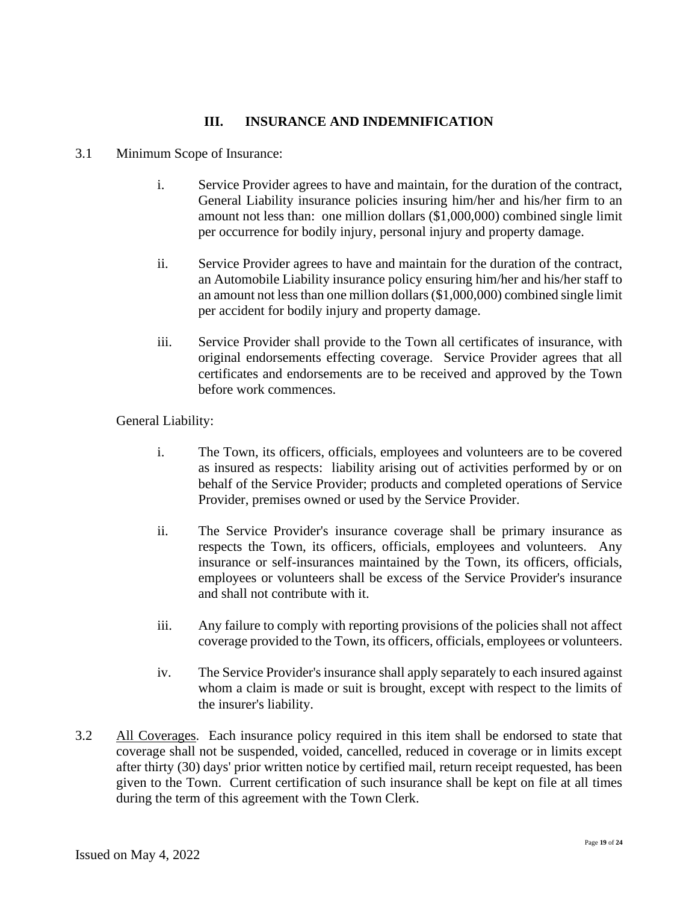## III. INSURANCE AND INDEMNIFICATION

3.1 Minimum Scope of Insurance:

i. Service Provider agrees to have and maintain, for the duration of the contract, General Liability insurance policies insuring him/her and his/her firm to an amount not less than: one million dollars ($1,000,000) combined single limit per occurrence for bodily injury, personal injury and property damage.

ii. Service Provider agrees to have and maintain for the duration of the contract, an Automobile Liability insurance policy ensuring him/her and his/her staff to an amount not less than one million dollars ($1,000,000) combined single limit per accident for bodily injury and property damage.

iii. Service Provider shall provide to the Town all certificates of insurance, with original endorsements effecting coverage. Service Provider agrees that all certificates and endorsements are to be received and approved by the Town before work commences.

General Liability:

i. The Town, its officers, officials, employees and volunteers are to be covered as insured as respects: liability arising out of activities performed by or on behalf of the Service Provider; products and completed operations of Service Provider, premises owned or used by the Service Provider.

ii. The Service Provider's insurance coverage shall be primary insurance as respects the Town, its officers, officials, employees and volunteers. Any insurance or self-insurances maintained by the Town, its officers, officials, employees or volunteers shall be excess of the Service Provider's insurance and shall not contribute with it.

iii. Any failure to comply with reporting provisions of the policies shall not affect coverage provided to the Town, its officers, officials, employees or volunteers.

iv. The Service Provider's insurance shall apply separately to each insured against whom a claim is made or suit is brought, except with respect to the limits of the insurer's liability.

3.2 <u>All Coverages</u>. Each insurance policy required in this item shall be endorsed to state that coverage shall not be suspended, voided, cancelled, reduced in coverage or in limits except after thirty (30) days' prior written notice by certified mail, return receipt requested, has been given to the Town. Current certification of such insurance shall be kept on file at all times during the term of this agreement with the Town Clerk.

Issued on May 4, 2022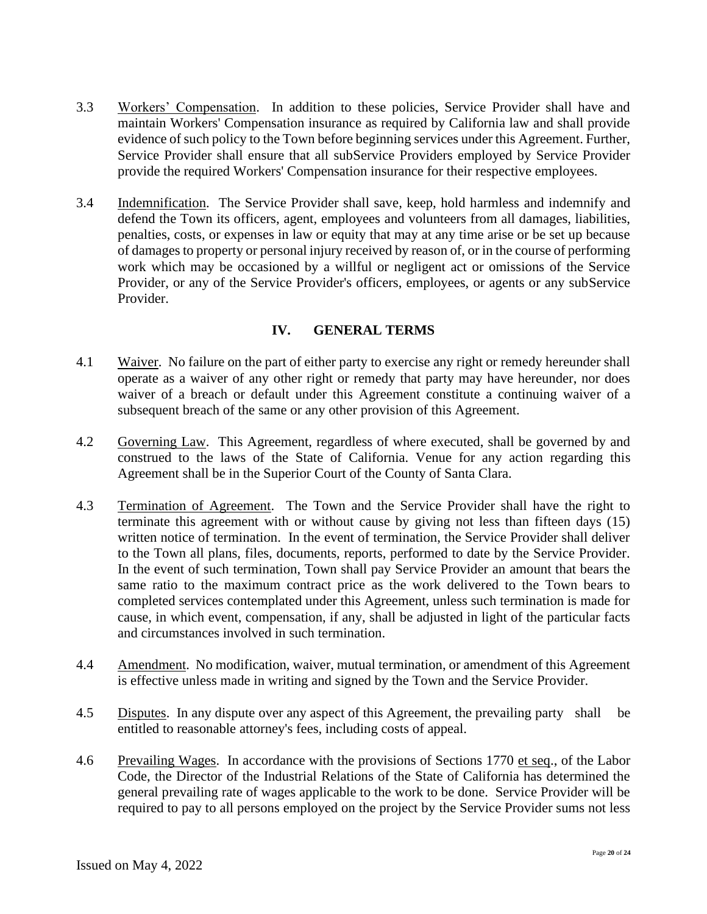3.3 Workers' Compensation. In addition to these policies, Service Provider shall have and maintain Workers' Compensation insurance as required by California law and shall provide evidence of such policy to the Town before beginning services under this Agreement. Further, Service Provider shall ensure that all subService Providers employed by Service Provider provide the required Workers' Compensation insurance for their respective employees.

3.4 Indemnification. The Service Provider shall save, keep, hold harmless and indemnify and defend the Town its officers, agent, employees and volunteers from all damages, liabilities, penalties, costs, or expenses in law or equity that may at any time arise or be set up because of damages to property or personal injury received by reason of, or in the course of performing work which may be occasioned by a willful or negligent act or omissions of the Service Provider, or any of the Service Provider's officers, employees, or agents or any subService Provider.

## IV. GENERAL TERMS

4.1 Waiver. No failure on the part of either party to exercise any right or remedy hereunder shall operate as a waiver of any other right or remedy that party may have hereunder, nor does waiver of a breach or default under this Agreement constitute a continuing waiver of a subsequent breach of the same or any other provision of this Agreement.

4.2 Governing Law. This Agreement, regardless of where executed, shall be governed by and construed to the laws of the State of California. Venue for any action regarding this Agreement shall be in the Superior Court of the County of Santa Clara.

4.3 Termination of Agreement. The Town and the Service Provider shall have the right to terminate this agreement with or without cause by giving not less than fifteen days (15) written notice of termination. In the event of termination, the Service Provider shall deliver to the Town all plans, files, documents, reports, performed to date by the Service Provider. In the event of such termination, Town shall pay Service Provider an amount that bears the same ratio to the maximum contract price as the work delivered to the Town bears to completed services contemplated under this Agreement, unless such termination is made for cause, in which event, compensation, if any, shall be adjusted in light of the particular facts and circumstances involved in such termination.

4.4 Amendment. No modification, waiver, mutual termination, or amendment of this Agreement is effective unless made in writing and signed by the Town and the Service Provider.

4.5 Disputes. In any dispute over any aspect of this Agreement, the prevailing party shall be entitled to reasonable attorney's fees, including costs of appeal.

4.6 Prevailing Wages. In accordance with the provisions of Sections 1770 et seq., of the Labor Code, the Director of the Industrial Relations of the State of California has determined the general prevailing rate of wages applicable to the work to be done. Service Provider will be required to pay to all persons employed on the project by the Service Provider sums not less

Issued on May 4, 2022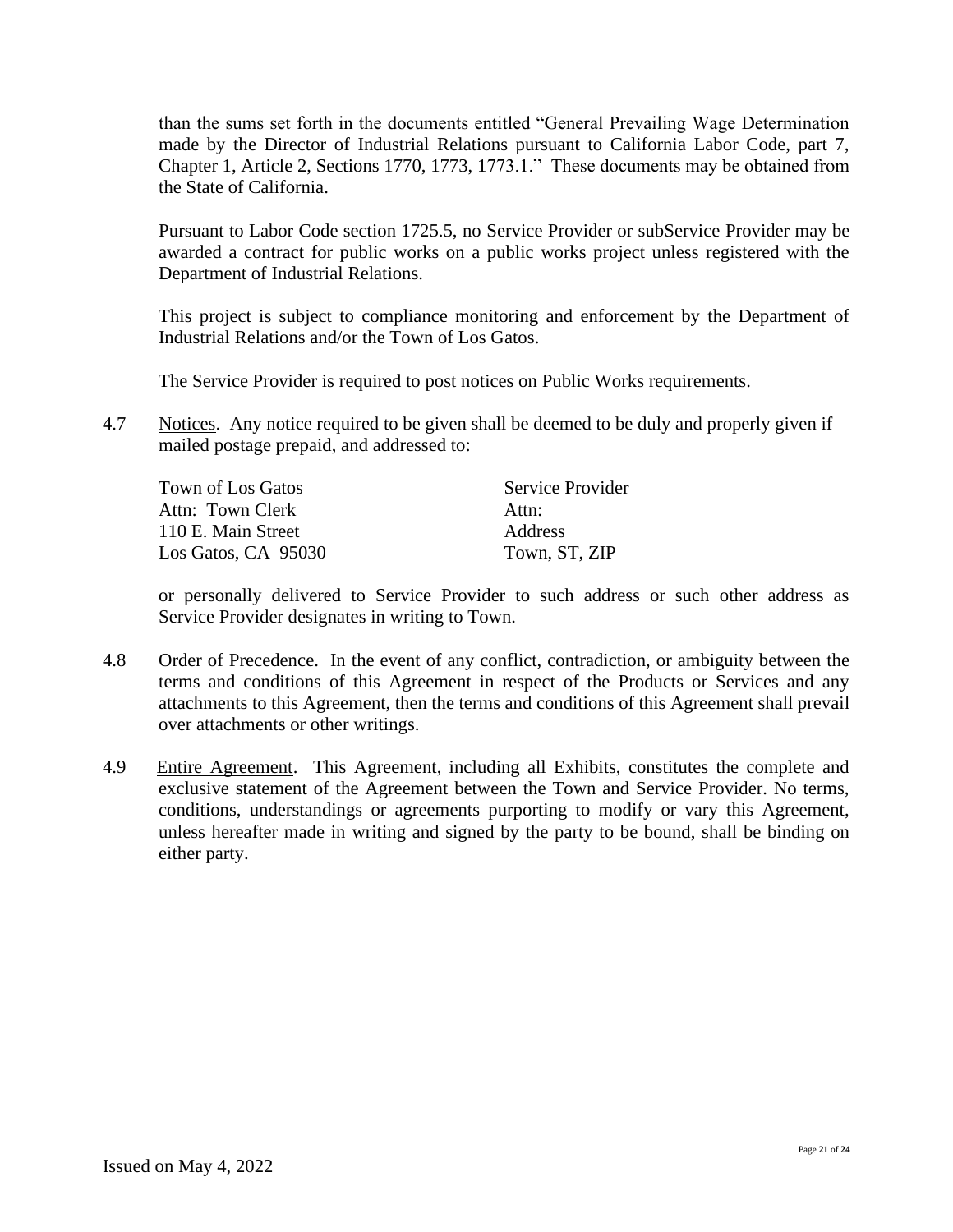than the sums set forth in the documents entitled "General Prevailing Wage Determination made by the Director of Industrial Relations pursuant to California Labor Code, part 7, Chapter 1, Article 2, Sections 1770, 1773, 1773.1." These documents may be obtained from the State of California.

Pursuant to Labor Code section 1725.5, no Service Provider or subService Provider may be awarded a contract for public works on a public works project unless registered with the Department of Industrial Relations.

This project is subject to compliance monitoring and enforcement by the Department of Industrial Relations and/or the Town of Los Gatos.

The Service Provider is required to post notices on Public Works requirements.

4.7 Notices. Any notice required to be given shall be deemed to be duly and properly given if mailed postage prepaid, and addressed to:

| Town of Los Gatos | Service Provider |
|---|---|
| Attn: Town Clerk | Attn: |
| 110 E. Main Street | Address |
| Los Gatos, CA 95030 | Town, ST, ZIP |

or personally delivered to Service Provider to such address or such other address as Service Provider designates in writing to Town.

4.8 Order of Precedence. In the event of any conflict, contradiction, or ambiguity between the terms and conditions of this Agreement in respect of the Products or Services and any attachments to this Agreement, then the terms and conditions of this Agreement shall prevail over attachments or other writings.

4.9 Entire Agreement. This Agreement, including all Exhibits, constitutes the complete and exclusive statement of the Agreement between the Town and Service Provider. No terms, conditions, understandings or agreements purporting to modify or vary this Agreement, unless hereafter made in writing and signed by the party to be bound, shall be binding on either party.

Issued on May 4, 2022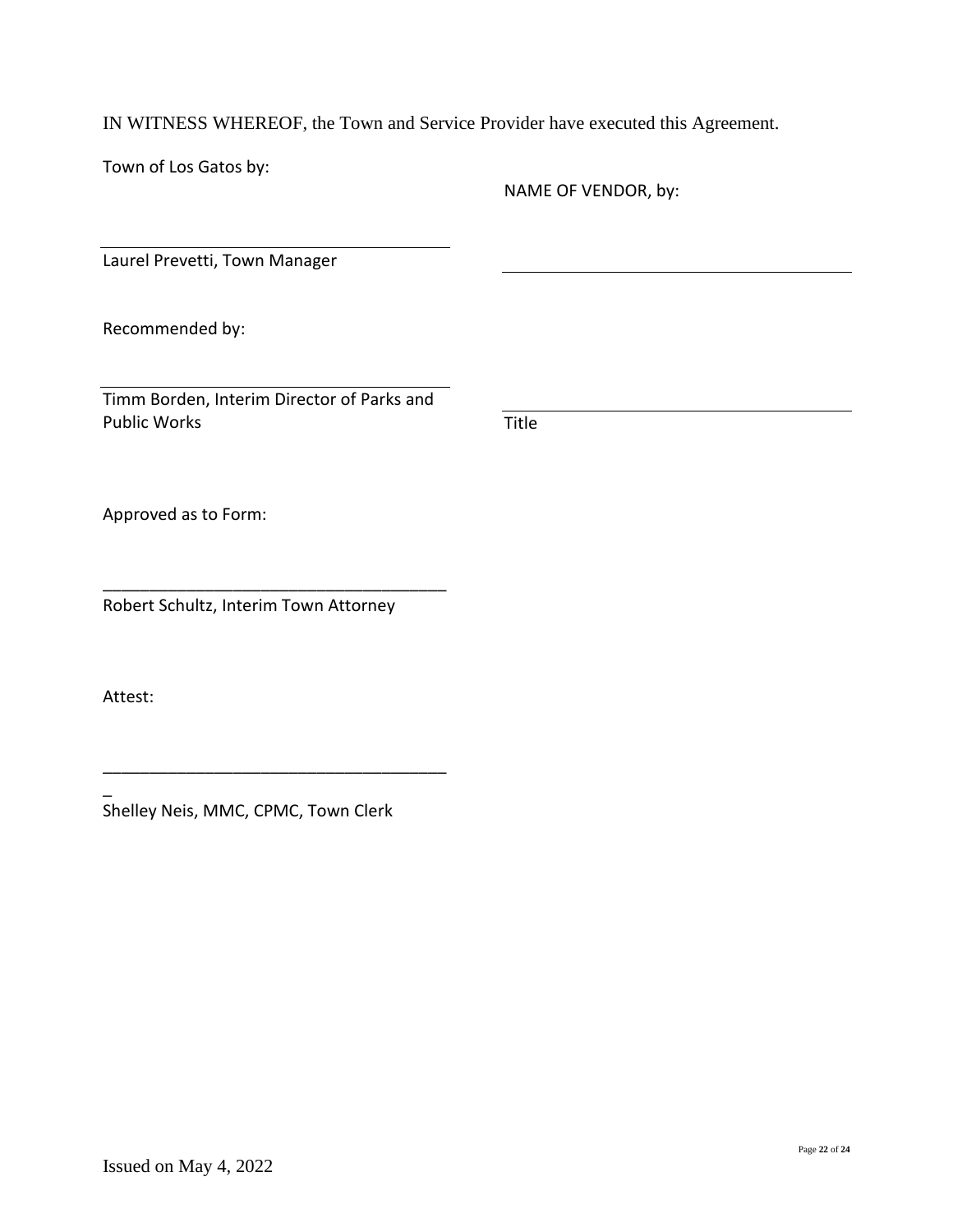IN WITNESS WHEREOF, the Town and Service Provider have executed this Agreement.

Town of Los Gatos by:

NAME OF VENDOR, by:

______________________________________
Laurel Prevetti, Town Manager

______________________________________

Recommended by:

______________________________________
Timm Borden, Interim Director of Parks and Public Works

______________________________________
Title

Approved as to Form:

______________________________________
Robert Schultz, Interim Town Attorney

Attest:

______________________________________
Shelley Neis, MMC, CPMC, Town Clerk

Issued on May 4, 2022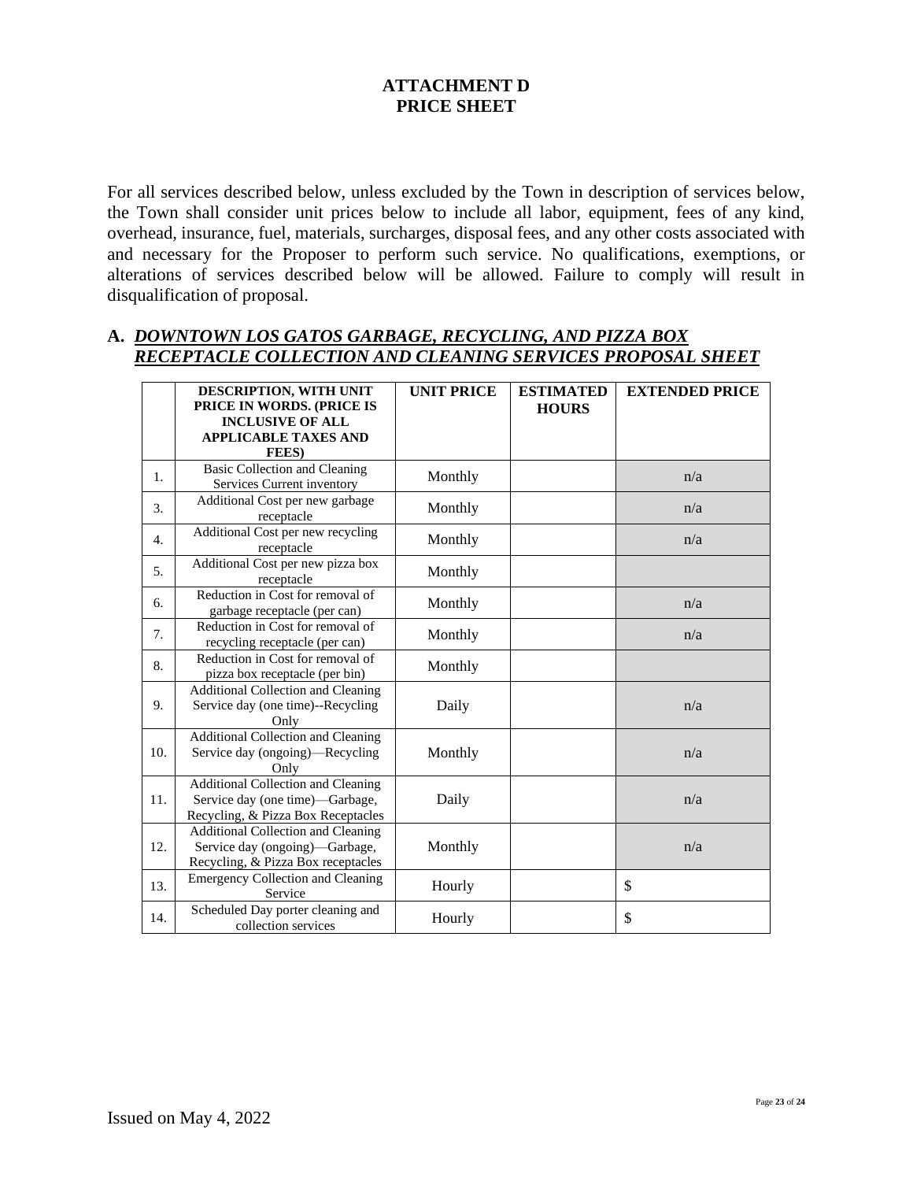# ATTACHMENT D
# PRICE SHEET

For all services described below, unless excluded by the Town in description of services below, the Town shall consider unit prices below to include all labor, equipment, fees of any kind, overhead, insurance, fuel, materials, surcharges, disposal fees, and any other costs associated with and necessary for the Proposer to perform such service. No qualifications, exemptions, or alterations of services described below will be allowed. Failure to comply will result in disqualification of proposal.

## A. *DOWNTOWN LOS GATOS GARBAGE, RECYCLING, AND PIZZA BOX RECEPTACLE COLLECTION AND CLEANING SERVICES PROPOSAL SHEET*

| | DESCRIPTION, WITH UNIT PRICE IN WORDS. (PRICE IS INCLUSIVE OF ALL APPLICABLE TAXES AND FEES) | UNIT PRICE | ESTIMATED HOURS | EXTENDED PRICE |
|---|---|---|---|---|
| 1. | Basic Collection and Cleaning Services Current inventory | Monthly | | n/a |
| 3. | Additional Cost per new garbage receptacle | Monthly | | n/a |
| 4. | Additional Cost per new recycling receptacle | Monthly | | n/a |
| 5. | Additional Cost per new pizza box receptacle | Monthly | | |
| 6. | Reduction in Cost for removal of garbage receptacle (per can) | Monthly | | n/a |
| 7. | Reduction in Cost for removal of recycling receptacle (per can) | Monthly | | n/a |
| 8. | Reduction in Cost for removal of pizza box receptacle (per bin) | Monthly | | |
| 9. | Additional Collection and Cleaning Service day (one time)--Recycling Only | Daily | | n/a |
| 10. | Additional Collection and Cleaning Service day (ongoing)—Recycling Only | Monthly | | n/a |
| 11. | Additional Collection and Cleaning Service day (one time)—Garbage, Recycling, & Pizza Box Receptacles | Daily | | n/a |
| 12. | Additional Collection and Cleaning Service day (ongoing)—Garbage, Recycling, & Pizza Box receptacles | Monthly | | n/a |
| 13. | Emergency Collection and Cleaning Service | Hourly | | $ |
| 14. | Scheduled Day porter cleaning and collection services | Hourly | | $ |

Issued on May 4, 2022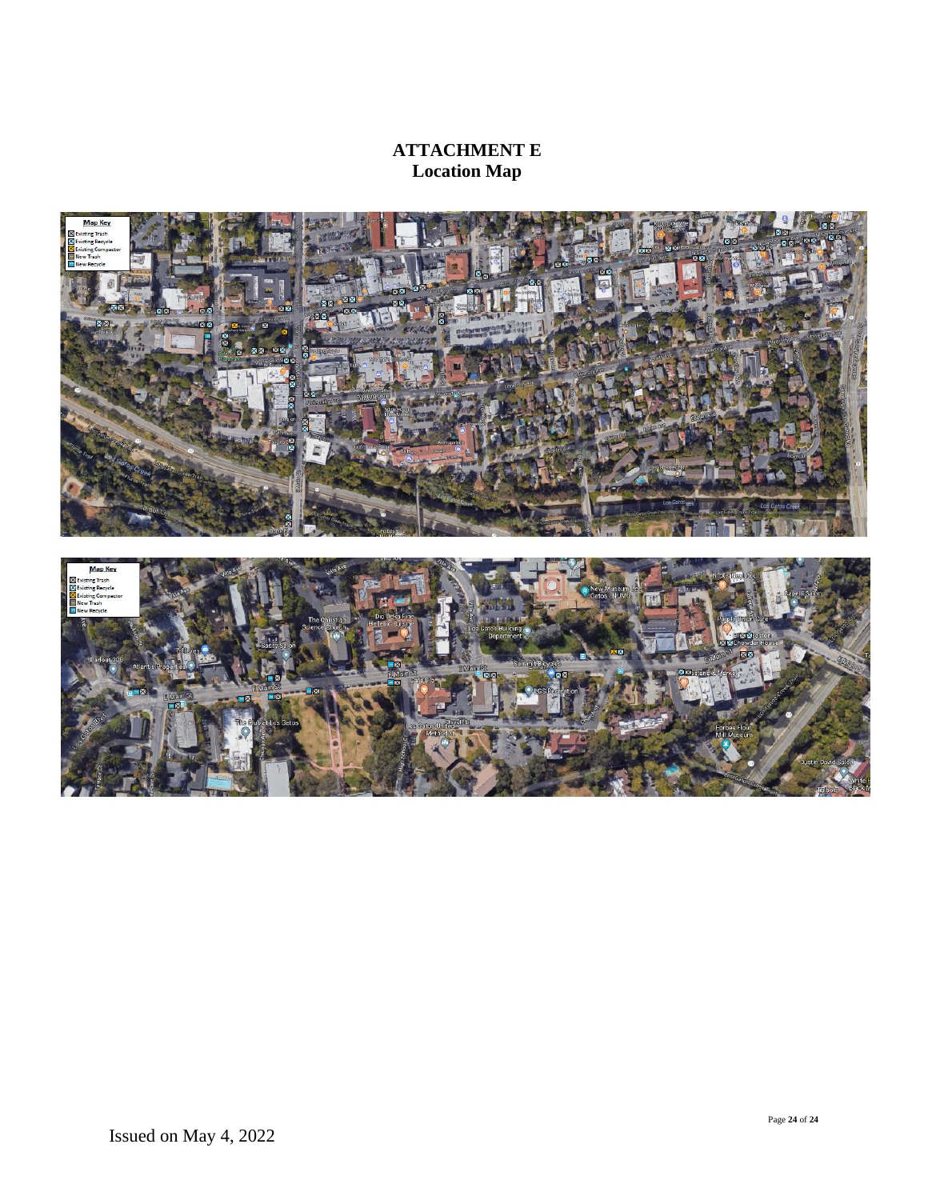# ATTACHMENT E
## Location Map

Map Key
- Existing Trash
- Existing Recycle
- Existing Compactor
- New Trash
- New Recycle

Map Key
- Existing Trash
- Existing Recycle
- Existing Compactor
- New Trash
- New Recycle

Issued on May 4, 2022